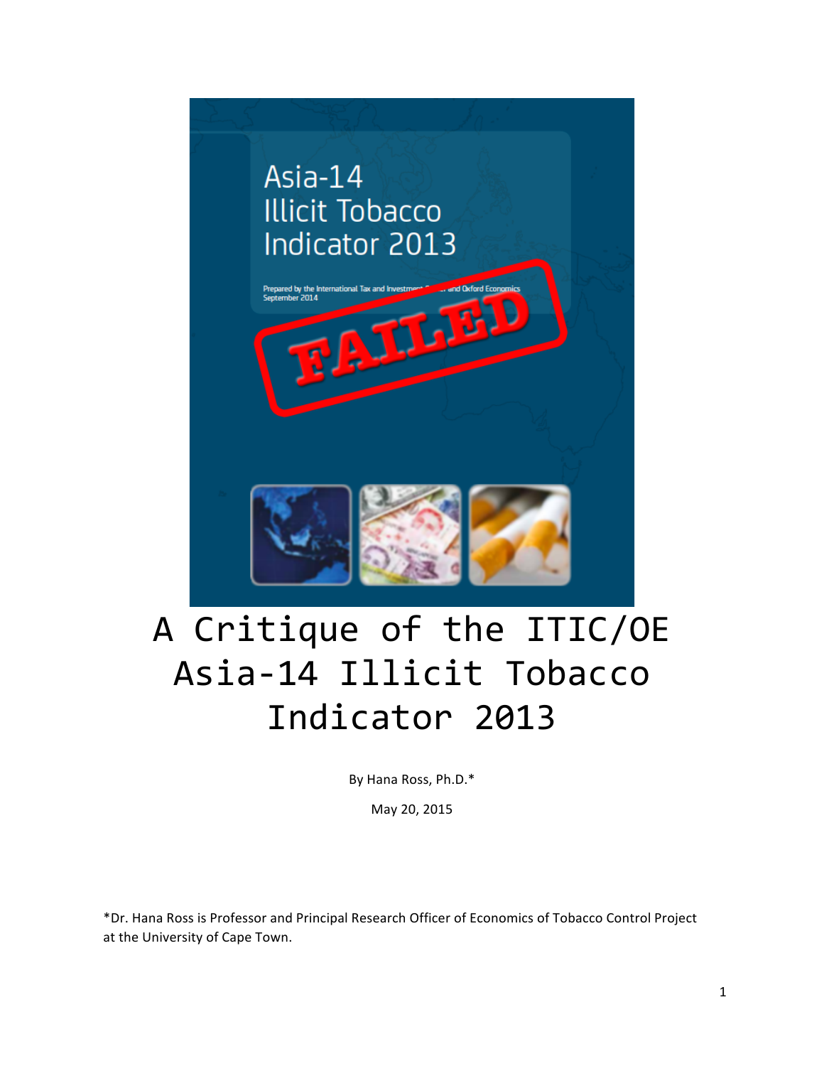# A Critique of the ITIC/OE Asia-14 Illicit Tobacco Indicator 2013

By Hana Ross, Ph.D.*

May 20, 2015

*Dr. Hana Ross is Professor and Principal Research Officer of Economics of Tobacco Control Project at the University of Cape Town.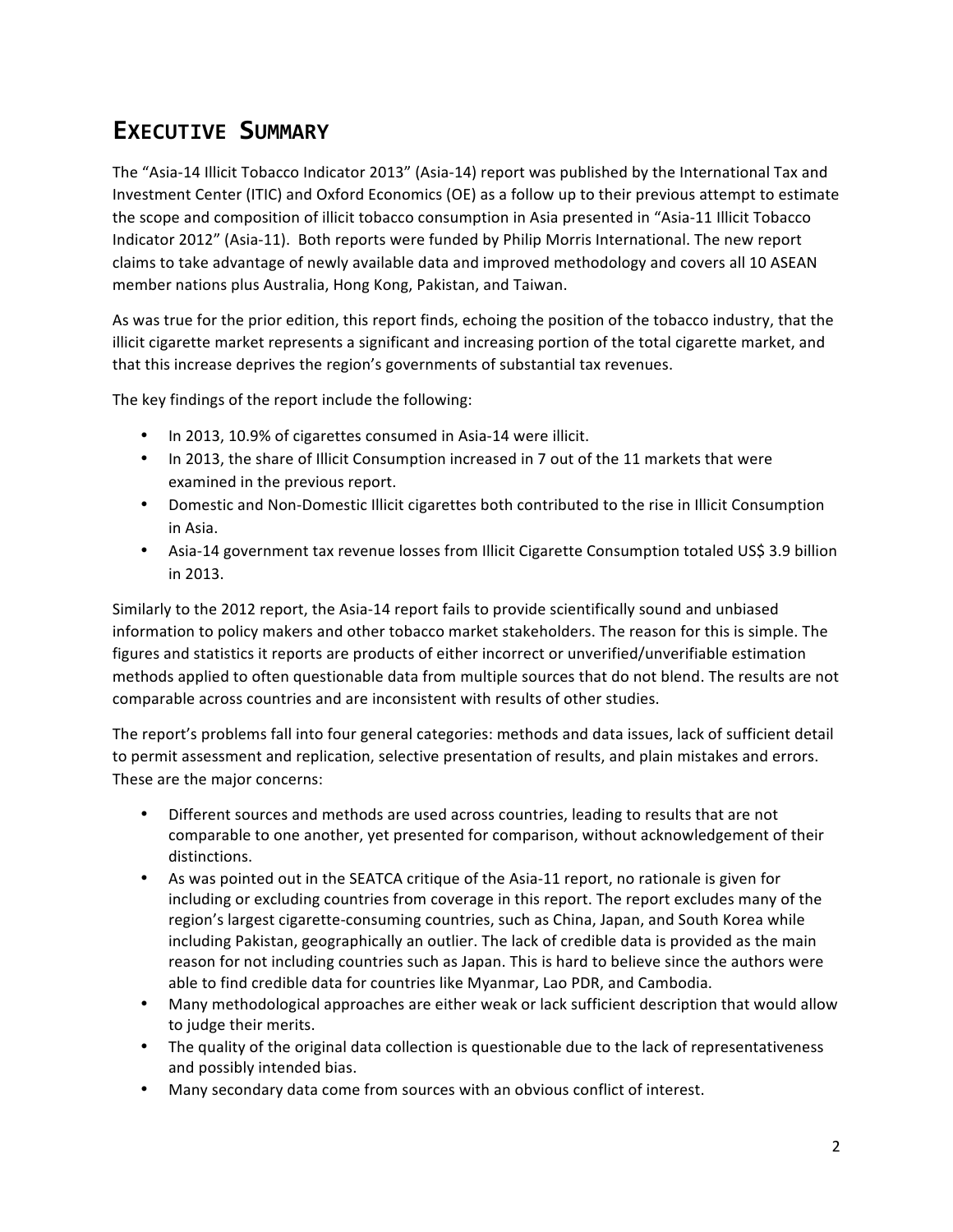# Executive Summary

The "Asia-14 Illicit Tobacco Indicator 2013" (Asia-14) report was published by the International Tax and Investment Center (ITIC) and Oxford Economics (OE) as a follow up to their previous attempt to estimate the scope and composition of illicit tobacco consumption in Asia presented in "Asia-11 Illicit Tobacco Indicator 2012" (Asia-11). Both reports were funded by Philip Morris International. The new report claims to take advantage of newly available data and improved methodology and covers all 10 ASEAN member nations plus Australia, Hong Kong, Pakistan, and Taiwan.

As was true for the prior edition, this report finds, echoing the position of the tobacco industry, that the illicit cigarette market represents a significant and increasing portion of the total cigarette market, and that this increase deprives the region's governments of substantial tax revenues.

The key findings of the report include the following:

- In 2013, 10.9% of cigarettes consumed in Asia-14 were illicit.
- In 2013, the share of Illicit Consumption increased in 7 out of the 11 markets that were examined in the previous report.
- Domestic and Non-Domestic Illicit cigarettes both contributed to the rise in Illicit Consumption in Asia.
- Asia-14 government tax revenue losses from Illicit Cigarette Consumption totaled US$ 3.9 billion in 2013.

Similarly to the 2012 report, the Asia-14 report fails to provide scientifically sound and unbiased information to policy makers and other tobacco market stakeholders. The reason for this is simple. The figures and statistics it reports are products of either incorrect or unverified/unverifiable estimation methods applied to often questionable data from multiple sources that do not blend. The results are not comparable across countries and are inconsistent with results of other studies.

The report's problems fall into four general categories: methods and data issues, lack of sufficient detail to permit assessment and replication, selective presentation of results, and plain mistakes and errors. These are the major concerns:

- Different sources and methods are used across countries, leading to results that are not comparable to one another, yet presented for comparison, without acknowledgement of their distinctions.
- As was pointed out in the SEATCA critique of the Asia-11 report, no rationale is given for including or excluding countries from coverage in this report. The report excludes many of the region's largest cigarette-consuming countries, such as China, Japan, and South Korea while including Pakistan, geographically an outlier. The lack of credible data is provided as the main reason for not including countries such as Japan. This is hard to believe since the authors were able to find credible data for countries like Myanmar, Lao PDR, and Cambodia.
- Many methodological approaches are either weak or lack sufficient description that would allow to judge their merits.
- The quality of the original data collection is questionable due to the lack of representativeness and possibly intended bias.
- Many secondary data come from sources with an obvious conflict of interest.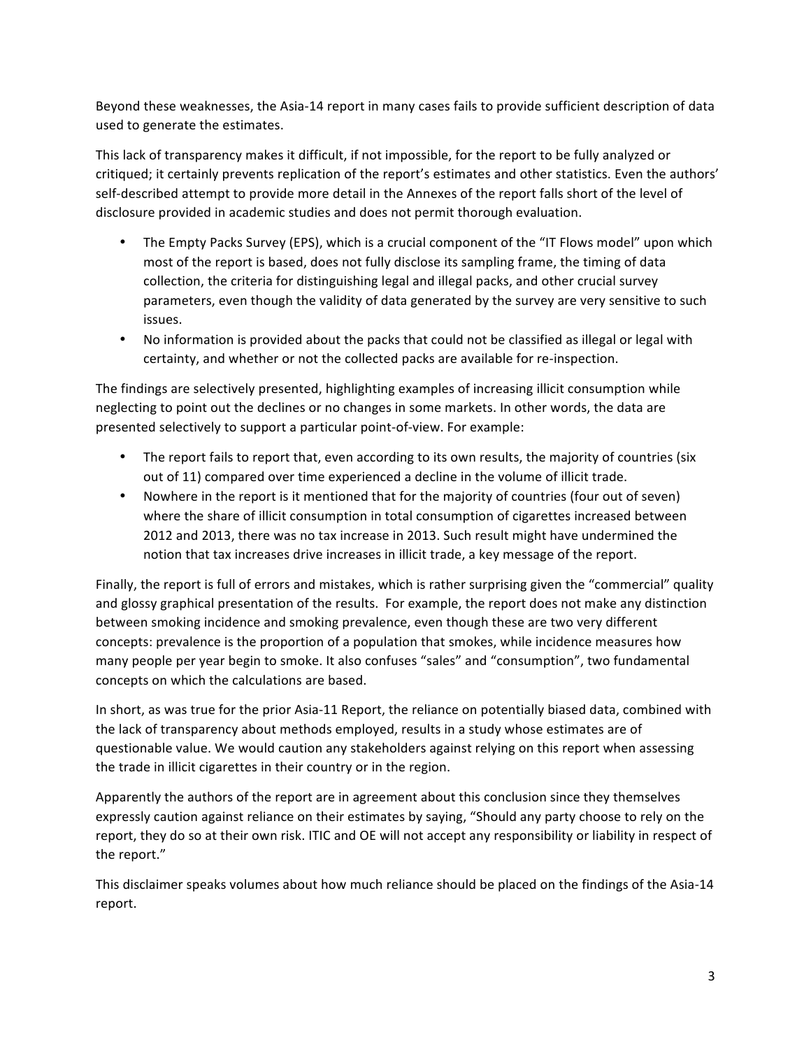Beyond these weaknesses, the Asia-14 report in many cases fails to provide sufficient description of data used to generate the estimates.

This lack of transparency makes it difficult, if not impossible, for the report to be fully analyzed or critiqued; it certainly prevents replication of the report's estimates and other statistics. Even the authors' self-described attempt to provide more detail in the Annexes of the report falls short of the level of disclosure provided in academic studies and does not permit thorough evaluation.

- The Empty Packs Survey (EPS), which is a crucial component of the "IT Flows model" upon which most of the report is based, does not fully disclose its sampling frame, the timing of data collection, the criteria for distinguishing legal and illegal packs, and other crucial survey parameters, even though the validity of data generated by the survey are very sensitive to such issues.
- No information is provided about the packs that could not be classified as illegal or legal with certainty, and whether or not the collected packs are available for re-inspection.

The findings are selectively presented, highlighting examples of increasing illicit consumption while neglecting to point out the declines or no changes in some markets. In other words, the data are presented selectively to support a particular point-of-view. For example:

- The report fails to report that, even according to its own results, the majority of countries (six out of 11) compared over time experienced a decline in the volume of illicit trade.
- Nowhere in the report is it mentioned that for the majority of countries (four out of seven) where the share of illicit consumption in total consumption of cigarettes increased between 2012 and 2013, there was no tax increase in 2013. Such result might have undermined the notion that tax increases drive increases in illicit trade, a key message of the report.

Finally, the report is full of errors and mistakes, which is rather surprising given the "commercial" quality and glossy graphical presentation of the results. For example, the report does not make any distinction between smoking incidence and smoking prevalence, even though these are two very different concepts: prevalence is the proportion of a population that smokes, while incidence measures how many people per year begin to smoke. It also confuses "sales" and "consumption", two fundamental concepts on which the calculations are based.

In short, as was true for the prior Asia-11 Report, the reliance on potentially biased data, combined with the lack of transparency about methods employed, results in a study whose estimates are of questionable value. We would caution any stakeholders against relying on this report when assessing the trade in illicit cigarettes in their country or in the region.

Apparently the authors of the report are in agreement about this conclusion since they themselves expressly caution against reliance on their estimates by saying, "Should any party choose to rely on the report, they do so at their own risk. ITIC and OE will not accept any responsibility or liability in respect of the report."

This disclaimer speaks volumes about how much reliance should be placed on the findings of the Asia-14 report.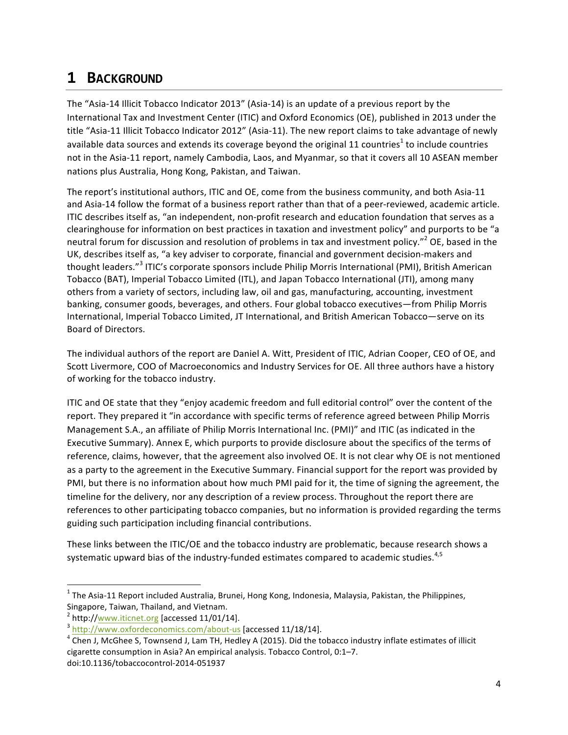# 1 BACKGROUND

The "Asia-14 Illicit Tobacco Indicator 2013" (Asia-14) is an update of a previous report by the International Tax and Investment Center (ITIC) and Oxford Economics (OE), published in 2013 under the title "Asia-11 Illicit Tobacco Indicator 2012" (Asia-11). The new report claims to take advantage of newly available data sources and extends its coverage beyond the original 11 countries[1] to include countries not in the Asia-11 report, namely Cambodia, Laos, and Myanmar, so that it covers all 10 ASEAN member nations plus Australia, Hong Kong, Pakistan, and Taiwan.

The report's institutional authors, ITIC and OE, come from the business community, and both Asia-11 and Asia-14 follow the format of a business report rather than that of a peer-reviewed, academic article. ITIC describes itself as, "an independent, non-profit research and education foundation that serves as a clearinghouse for information on best practices in taxation and investment policy" and purports to be "a neutral forum for discussion and resolution of problems in tax and investment policy."[2] OE, based in the UK, describes itself as, "a key adviser to corporate, financial and government decision-makers and thought leaders."[3] ITIC's corporate sponsors include Philip Morris International (PMI), British American Tobacco (BAT), Imperial Tobacco Limited (ITL), and Japan Tobacco International (JTI), among many others from a variety of sectors, including law, oil and gas, manufacturing, accounting, investment banking, consumer goods, beverages, and others. Four global tobacco executives—from Philip Morris International, Imperial Tobacco Limited, JT International, and British American Tobacco—serve on its Board of Directors.

The individual authors of the report are Daniel A. Witt, President of ITIC, Adrian Cooper, CEO of OE, and Scott Livermore, COO of Macroeconomics and Industry Services for OE. All three authors have a history of working for the tobacco industry.

ITIC and OE state that they "enjoy academic freedom and full editorial control" over the content of the report. They prepared it "in accordance with specific terms of reference agreed between Philip Morris Management S.A., an affiliate of Philip Morris International Inc. (PMI)" and ITIC (as indicated in the Executive Summary). Annex E, which purports to provide disclosure about the specifics of the terms of reference, claims, however, that the agreement also involved OE. It is not clear why OE is not mentioned as a party to the agreement in the Executive Summary. Financial support for the report was provided by PMI, but there is no information about how much PMI paid for it, the time of signing the agreement, the timeline for the delivery, nor any description of a review process. Throughout the report there are references to other participating tobacco companies, but no information is provided regarding the terms guiding such participation including financial contributions.

These links between the ITIC/OE and the tobacco industry are problematic, because research shows a systematic upward bias of the industry-funded estimates compared to academic studies.[4,5]

---

[1] The Asia-11 Report included Australia, Brunei, Hong Kong, Indonesia, Malaysia, Pakistan, the Philippines, Singapore, Taiwan, Thailand, and Vietnam.

[2] http://www.iticnet.org [accessed 11/01/14].

[3] http://www.oxfordeconomics.com/about-us [accessed 11/18/14].

[4] Chen J, McGhee S, Townsend J, Lam TH, Hedley A (2015). Did the tobacco industry inflate estimates of illicit cigarette consumption in Asia? An empirical analysis. Tobacco Control, 0:1–7. doi:10.1136/tobaccocontrol-2014-051937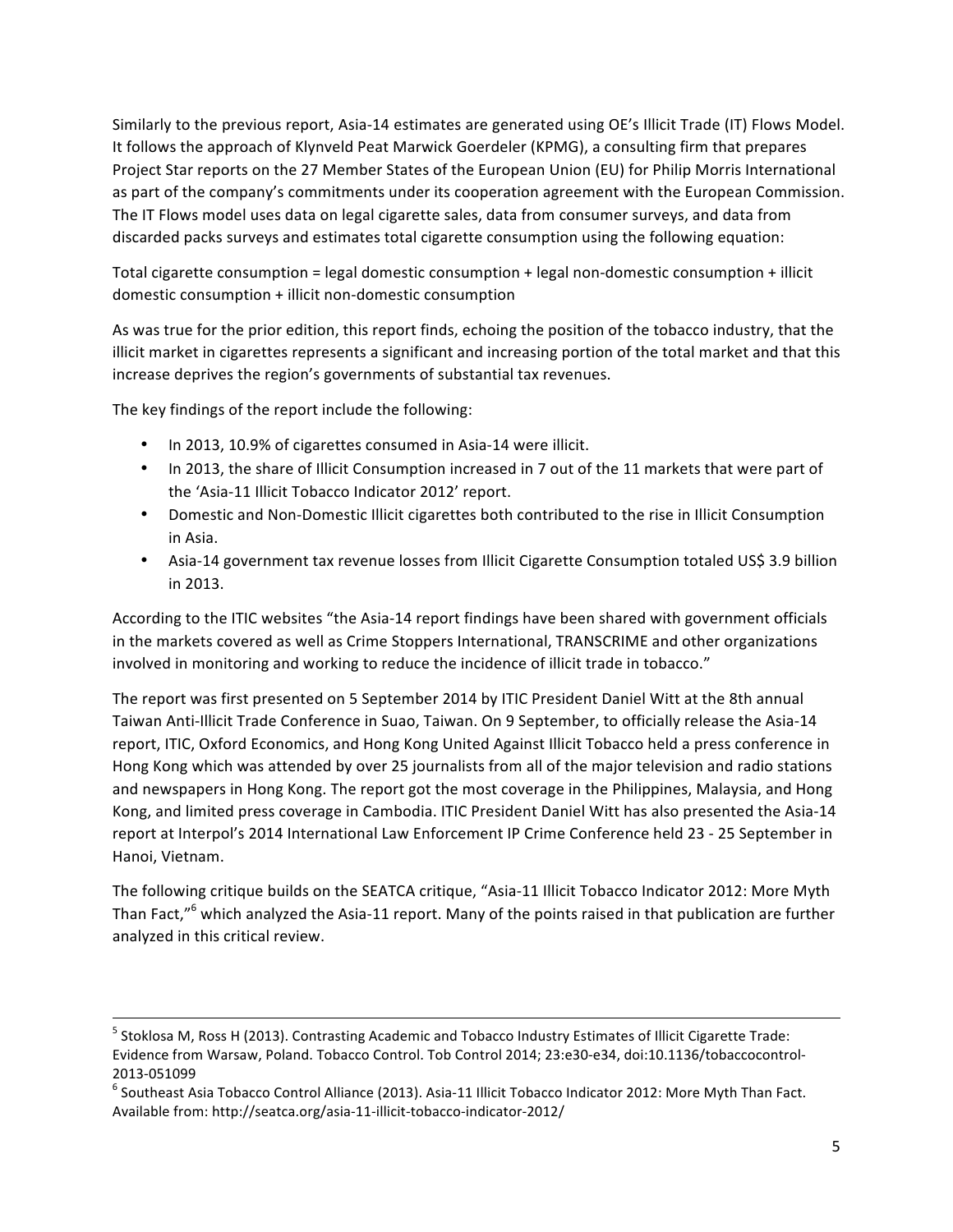Similarly to the previous report, Asia-14 estimates are generated using OE's Illicit Trade (IT) Flows Model. It follows the approach of Klynveld Peat Marwick Goerdeler (KPMG), a consulting firm that prepares Project Star reports on the 27 Member States of the European Union (EU) for Philip Morris International as part of the company's commitments under its cooperation agreement with the European Commission. The IT Flows model uses data on legal cigarette sales, data from consumer surveys, and data from discarded packs surveys and estimates total cigarette consumption using the following equation:

Total cigarette consumption = legal domestic consumption + legal non-domestic consumption + illicit domestic consumption + illicit non-domestic consumption

As was true for the prior edition, this report finds, echoing the position of the tobacco industry, that the illicit market in cigarettes represents a significant and increasing portion of the total market and that this increase deprives the region's governments of substantial tax revenues.

The key findings of the report include the following:

- In 2013, 10.9% of cigarettes consumed in Asia-14 were illicit.
- In 2013, the share of Illicit Consumption increased in 7 out of the 11 markets that were part of the 'Asia-11 Illicit Tobacco Indicator 2012' report.
- Domestic and Non-Domestic Illicit cigarettes both contributed to the rise in Illicit Consumption in Asia.
- Asia-14 government tax revenue losses from Illicit Cigarette Consumption totaled US$ 3.9 billion in 2013.

According to the ITIC websites "the Asia-14 report findings have been shared with government officials in the markets covered as well as Crime Stoppers International, TRANSCRIME and other organizations involved in monitoring and working to reduce the incidence of illicit trade in tobacco."

The report was first presented on 5 September 2014 by ITIC President Daniel Witt at the 8th annual Taiwan Anti-Illicit Trade Conference in Suao, Taiwan. On 9 September, to officially release the Asia-14 report, ITIC, Oxford Economics, and Hong Kong United Against Illicit Tobacco held a press conference in Hong Kong which was attended by over 25 journalists from all of the major television and radio stations and newspapers in Hong Kong. The report got the most coverage in the Philippines, Malaysia, and Hong Kong, and limited press coverage in Cambodia. ITIC President Daniel Witt has also presented the Asia-14 report at Interpol's 2014 International Law Enforcement IP Crime Conference held 23 - 25 September in Hanoi, Vietnam.

The following critique builds on the SEATCA critique, "Asia-11 Illicit Tobacco Indicator 2012: More Myth Than Fact,"[6] which analyzed the Asia-11 report. Many of the points raised in that publication are further analyzed in this critical review.

---

[5] Stoklosa M, Ross H (2013). Contrasting Academic and Tobacco Industry Estimates of Illicit Cigarette Trade: Evidence from Warsaw, Poland. Tobacco Control. Tob Control 2014; 23:e30-e34, doi:10.1136/tobaccocontrol-2013-051099

[6] Southeast Asia Tobacco Control Alliance (2013). Asia-11 Illicit Tobacco Indicator 2012: More Myth Than Fact. Available from: http://seatca.org/asia-11-illicit-tobacco-indicator-2012/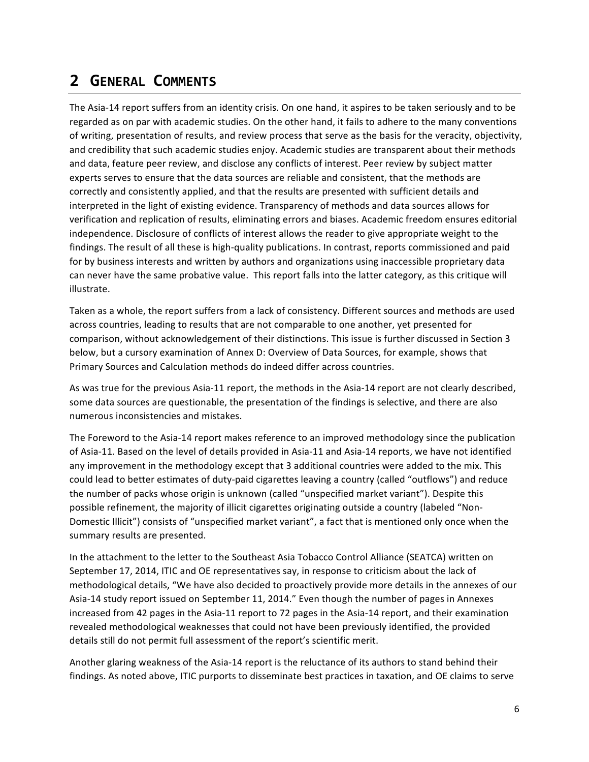# 2 GENERAL COMMENTS

The Asia-14 report suffers from an identity crisis. On one hand, it aspires to be taken seriously and to be regarded as on par with academic studies. On the other hand, it fails to adhere to the many conventions of writing, presentation of results, and review process that serve as the basis for the veracity, objectivity, and credibility that such academic studies enjoy. Academic studies are transparent about their methods and data, feature peer review, and disclose any conflicts of interest. Peer review by subject matter experts serves to ensure that the data sources are reliable and consistent, that the methods are correctly and consistently applied, and that the results are presented with sufficient details and interpreted in the light of existing evidence. Transparency of methods and data sources allows for verification and replication of results, eliminating errors and biases. Academic freedom ensures editorial independence. Disclosure of conflicts of interest allows the reader to give appropriate weight to the findings. The result of all these is high-quality publications. In contrast, reports commissioned and paid for by business interests and written by authors and organizations using inaccessible proprietary data can never have the same probative value. This report falls into the latter category, as this critique will illustrate.

Taken as a whole, the report suffers from a lack of consistency. Different sources and methods are used across countries, leading to results that are not comparable to one another, yet presented for comparison, without acknowledgement of their distinctions. This issue is further discussed in Section 3 below, but a cursory examination of Annex D: Overview of Data Sources, for example, shows that Primary Sources and Calculation methods do indeed differ across countries.

As was true for the previous Asia-11 report, the methods in the Asia-14 report are not clearly described, some data sources are questionable, the presentation of the findings is selective, and there are also numerous inconsistencies and mistakes.

The Foreword to the Asia-14 report makes reference to an improved methodology since the publication of Asia-11. Based on the level of details provided in Asia-11 and Asia-14 reports, we have not identified any improvement in the methodology except that 3 additional countries were added to the mix. This could lead to better estimates of duty-paid cigarettes leaving a country (called "outflows") and reduce the number of packs whose origin is unknown (called "unspecified market variant"). Despite this possible refinement, the majority of illicit cigarettes originating outside a country (labeled "Non-Domestic Illicit") consists of "unspecified market variant", a fact that is mentioned only once when the summary results are presented.

In the attachment to the letter to the Southeast Asia Tobacco Control Alliance (SEATCA) written on September 17, 2014, ITIC and OE representatives say, in response to criticism about the lack of methodological details, "We have also decided to proactively provide more details in the annexes of our Asia-14 study report issued on September 11, 2014." Even though the number of pages in Annexes increased from 42 pages in the Asia-11 report to 72 pages in the Asia-14 report, and their examination revealed methodological weaknesses that could not have been previously identified, the provided details still do not permit full assessment of the report's scientific merit.

Another glaring weakness of the Asia-14 report is the reluctance of its authors to stand behind their findings. As noted above, ITIC purports to disseminate best practices in taxation, and OE claims to serve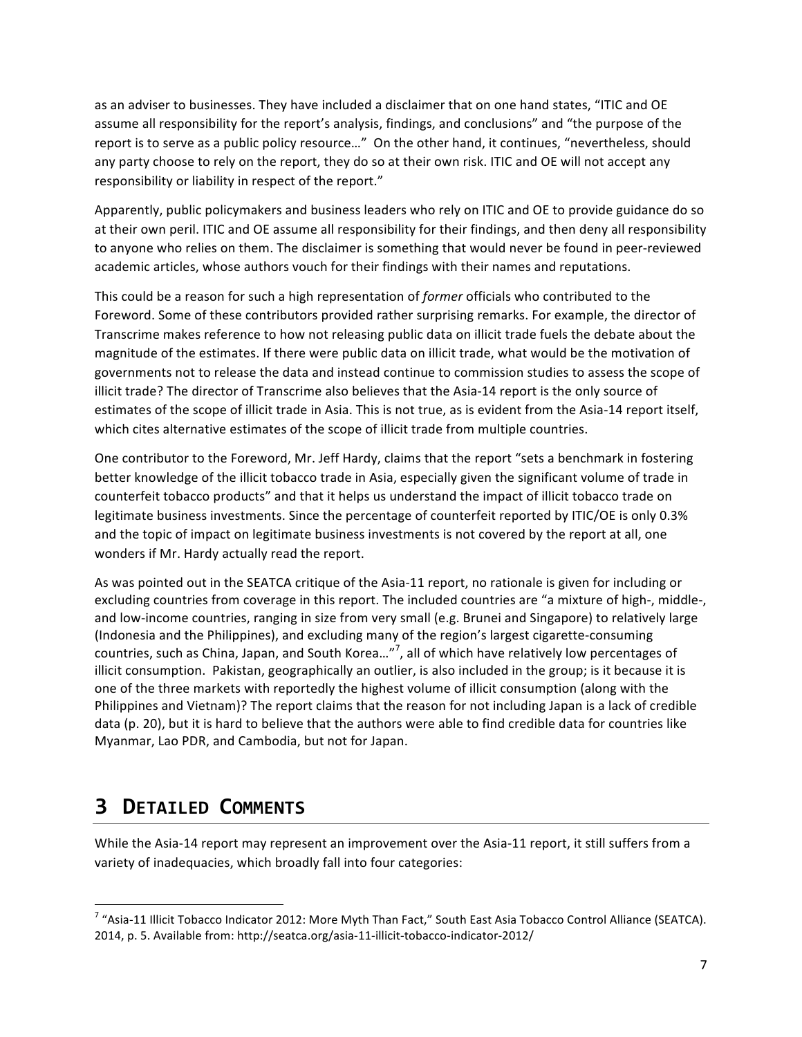as an adviser to businesses. They have included a disclaimer that on one hand states, "ITIC and OE assume all responsibility for the report's analysis, findings, and conclusions" and "the purpose of the report is to serve as a public policy resource…" On the other hand, it continues, "nevertheless, should any party choose to rely on the report, they do so at their own risk. ITIC and OE will not accept any responsibility or liability in respect of the report."

Apparently, public policymakers and business leaders who rely on ITIC and OE to provide guidance do so at their own peril. ITIC and OE assume all responsibility for their findings, and then deny all responsibility to anyone who relies on them. The disclaimer is something that would never be found in peer-reviewed academic articles, whose authors vouch for their findings with their names and reputations.

This could be a reason for such a high representation of *former* officials who contributed to the Foreword. Some of these contributors provided rather surprising remarks. For example, the director of Transcrime makes reference to how not releasing public data on illicit trade fuels the debate about the magnitude of the estimates. If there were public data on illicit trade, what would be the motivation of governments not to release the data and instead continue to commission studies to assess the scope of illicit trade? The director of Transcrime also believes that the Asia-14 report is the only source of estimates of the scope of illicit trade in Asia. This is not true, as is evident from the Asia-14 report itself, which cites alternative estimates of the scope of illicit trade from multiple countries.

One contributor to the Foreword, Mr. Jeff Hardy, claims that the report "sets a benchmark in fostering better knowledge of the illicit tobacco trade in Asia, especially given the significant volume of trade in counterfeit tobacco products" and that it helps us understand the impact of illicit tobacco trade on legitimate business investments. Since the percentage of counterfeit reported by ITIC/OE is only 0.3% and the topic of impact on legitimate business investments is not covered by the report at all, one wonders if Mr. Hardy actually read the report.

As was pointed out in the SEATCA critique of the Asia-11 report, no rationale is given for including or excluding countries from coverage in this report. The included countries are "a mixture of high-, middle-, and low-income countries, ranging in size from very small (e.g. Brunei and Singapore) to relatively large (Indonesia and the Philippines), and excluding many of the region's largest cigarette-consuming countries, such as China, Japan, and South Korea…"[7], all of which have relatively low percentages of illicit consumption. Pakistan, geographically an outlier, is also included in the group; is it because it is one of the three markets with reportedly the highest volume of illicit consumption (along with the Philippines and Vietnam)? The report claims that the reason for not including Japan is a lack of credible data (p. 20), but it is hard to believe that the authors were able to find credible data for countries like Myanmar, Lao PDR, and Cambodia, but not for Japan.

# 3 Detailed Comments

While the Asia-14 report may represent an improvement over the Asia-11 report, it still suffers from a variety of inadequacies, which broadly fall into four categories:

---

[7] "Asia-11 Illicit Tobacco Indicator 2012: More Myth Than Fact," South East Asia Tobacco Control Alliance (SEATCA). 2014, p. 5. Available from: http://seatca.org/asia-11-illicit-tobacco-indicator-2012/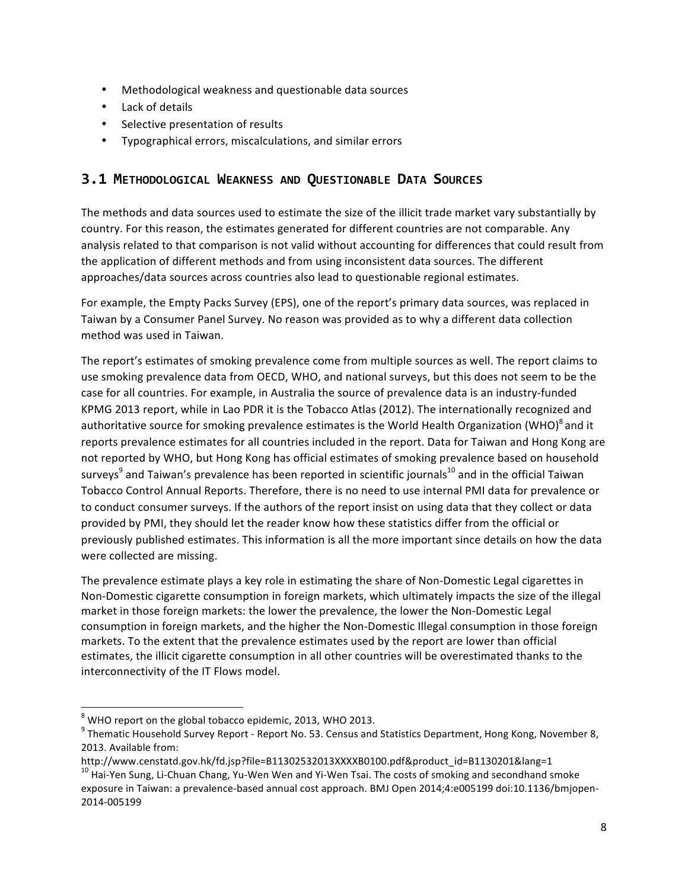- Methodological weakness and questionable data sources
- Lack of details
- Selective presentation of results
- Typographical errors, miscalculations, and similar errors

## 3.1 Methodological Weakness and Questionable Data Sources

The methods and data sources used to estimate the size of the illicit trade market vary substantially by country. For this reason, the estimates generated for different countries are not comparable. Any analysis related to that comparison is not valid without accounting for differences that could result from the application of different methods and from using inconsistent data sources. The different approaches/data sources across countries also lead to questionable regional estimates.

For example, the Empty Packs Survey (EPS), one of the report's primary data sources, was replaced in Taiwan by a Consumer Panel Survey. No reason was provided as to why a different data collection method was used in Taiwan.

The report's estimates of smoking prevalence come from multiple sources as well. The report claims to use smoking prevalence data from OECD, WHO, and national surveys, but this does not seem to be the case for all countries. For example, in Australia the source of prevalence data is an industry-funded KPMG 2013 report, while in Lao PDR it is the Tobacco Atlas (2012). The internationally recognized and authoritative source for smoking prevalence estimates is the World Health Organization (WHO)[8] and it reports prevalence estimates for all countries included in the report. Data for Taiwan and Hong Kong are not reported by WHO, but Hong Kong has official estimates of smoking prevalence based on household surveys[9] and Taiwan's prevalence has been reported in scientific journals[10] and in the official Taiwan Tobacco Control Annual Reports. Therefore, there is no need to use internal PMI data for prevalence or to conduct consumer surveys. If the authors of the report insist on using data that they collect or data provided by PMI, they should let the reader know how these statistics differ from the official or previously published estimates. This information is all the more important since details on how the data were collected are missing.

The prevalence estimate plays a key role in estimating the share of Non-Domestic Legal cigarettes in Non-Domestic cigarette consumption in foreign markets, which ultimately impacts the size of the illegal market in those foreign markets: the lower the prevalence, the lower the Non-Domestic Legal consumption in foreign markets, and the higher the Non-Domestic Illegal consumption in those foreign markets. To the extent that the prevalence estimates used by the report are lower than official estimates, the illicit cigarette consumption in all other countries will be overestimated thanks to the interconnectivity of the IT Flows model.

---

[8] WHO report on the global tobacco epidemic, 2013, WHO 2013.

[9] Thematic Household Survey Report - Report No. 53. Census and Statistics Department, Hong Kong, November 8, 2013. Available from: http://www.censtatd.gov.hk/fd.jsp?file=B11302532013XXXXB0100.pdf&product_id=B1130201&lang=1

[10] Hai-Yen Sung, Li-Chuan Chang, Yu-Wen Wen and Yi-Wen Tsai. The costs of smoking and secondhand smoke exposure in Taiwan: a prevalence-based annual cost approach. BMJ Open 2014;4:e005199 doi:10.1136/bmjopen-2014-005199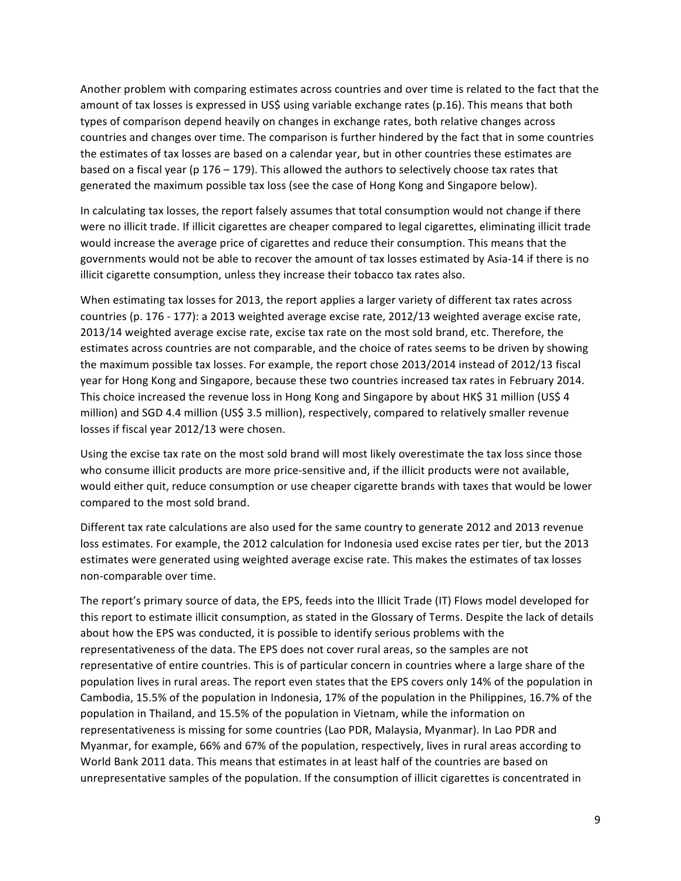Another problem with comparing estimates across countries and over time is related to the fact that the amount of tax losses is expressed in US$ using variable exchange rates (p.16). This means that both types of comparison depend heavily on changes in exchange rates, both relative changes across countries and changes over time. The comparison is further hindered by the fact that in some countries the estimates of tax losses are based on a calendar year, but in other countries these estimates are based on a fiscal year (p 176 – 179). This allowed the authors to selectively choose tax rates that generated the maximum possible tax loss (see the case of Hong Kong and Singapore below).

In calculating tax losses, the report falsely assumes that total consumption would not change if there were no illicit trade. If illicit cigarettes are cheaper compared to legal cigarettes, eliminating illicit trade would increase the average price of cigarettes and reduce their consumption. This means that the governments would not be able to recover the amount of tax losses estimated by Asia-14 if there is no illicit cigarette consumption, unless they increase their tobacco tax rates also.

When estimating tax losses for 2013, the report applies a larger variety of different tax rates across countries (p. 176 - 177): a 2013 weighted average excise rate, 2012/13 weighted average excise rate, 2013/14 weighted average excise rate, excise tax rate on the most sold brand, etc. Therefore, the estimates across countries are not comparable, and the choice of rates seems to be driven by showing the maximum possible tax losses. For example, the report chose 2013/2014 instead of 2012/13 fiscal year for Hong Kong and Singapore, because these two countries increased tax rates in February 2014. This choice increased the revenue loss in Hong Kong and Singapore by about HK$ 31 million (US$ 4 million) and SGD 4.4 million (US$ 3.5 million), respectively, compared to relatively smaller revenue losses if fiscal year 2012/13 were chosen.

Using the excise tax rate on the most sold brand will most likely overestimate the tax loss since those who consume illicit products are more price-sensitive and, if the illicit products were not available, would either quit, reduce consumption or use cheaper cigarette brands with taxes that would be lower compared to the most sold brand.

Different tax rate calculations are also used for the same country to generate 2012 and 2013 revenue loss estimates. For example, the 2012 calculation for Indonesia used excise rates per tier, but the 2013 estimates were generated using weighted average excise rate. This makes the estimates of tax losses non-comparable over time.

The report's primary source of data, the EPS, feeds into the Illicit Trade (IT) Flows model developed for this report to estimate illicit consumption, as stated in the Glossary of Terms. Despite the lack of details about how the EPS was conducted, it is possible to identify serious problems with the representativeness of the data. The EPS does not cover rural areas, so the samples are not representative of entire countries. This is of particular concern in countries where a large share of the population lives in rural areas. The report even states that the EPS covers only 14% of the population in Cambodia, 15.5% of the population in Indonesia, 17% of the population in the Philippines, 16.7% of the population in Thailand, and 15.5% of the population in Vietnam, while the information on representativeness is missing for some countries (Lao PDR, Malaysia, Myanmar). In Lao PDR and Myanmar, for example, 66% and 67% of the population, respectively, lives in rural areas according to World Bank 2011 data. This means that estimates in at least half of the countries are based on unrepresentative samples of the population. If the consumption of illicit cigarettes is concentrated in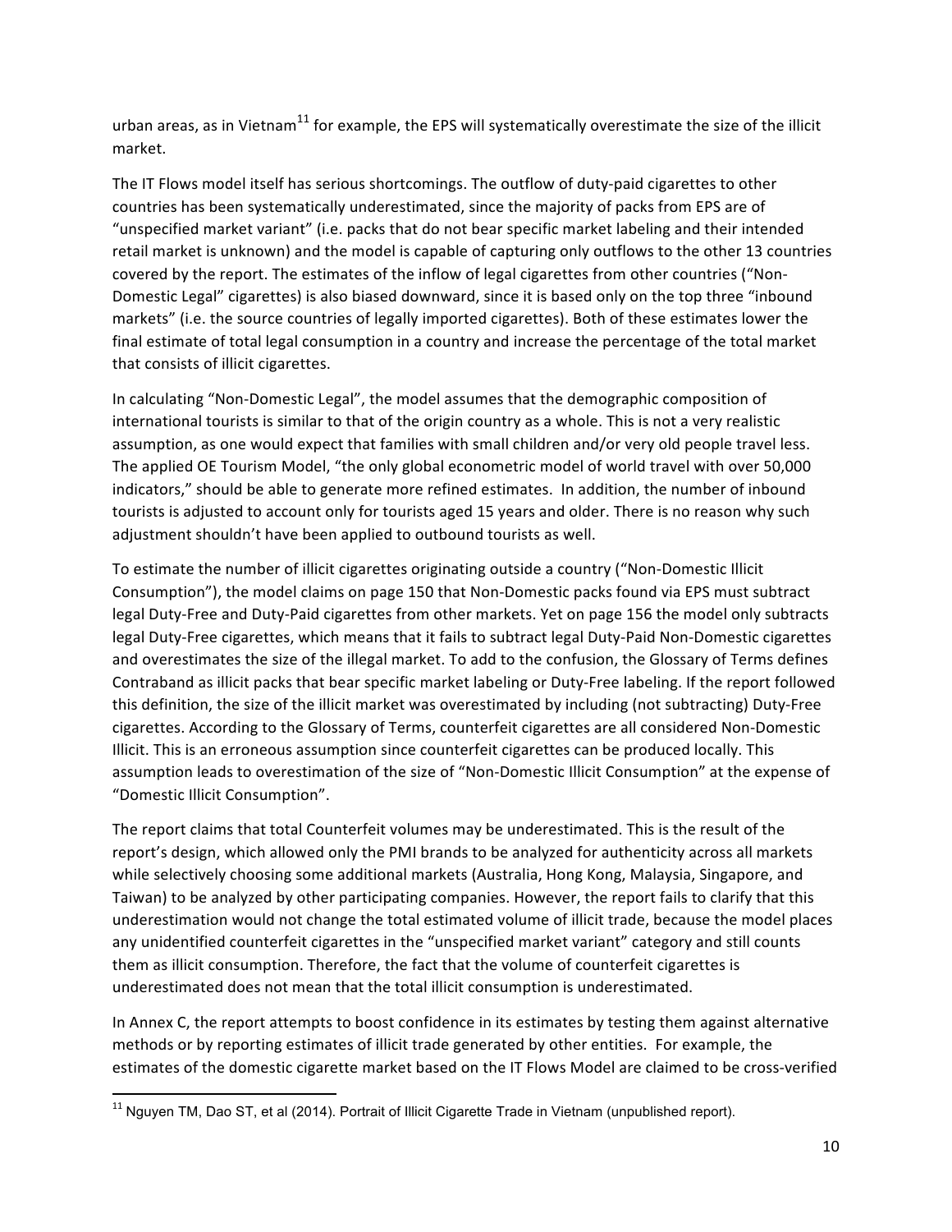urban areas, as in Vietnam[11] for example, the EPS will systematically overestimate the size of the illicit market.

The IT Flows model itself has serious shortcomings. The outflow of duty-paid cigarettes to other countries has been systematically underestimated, since the majority of packs from EPS are of "unspecified market variant" (i.e. packs that do not bear specific market labeling and their intended retail market is unknown) and the model is capable of capturing only outflows to the other 13 countries covered by the report. The estimates of the inflow of legal cigarettes from other countries ("Non-Domestic Legal" cigarettes) is also biased downward, since it is based only on the top three "inbound markets" (i.e. the source countries of legally imported cigarettes). Both of these estimates lower the final estimate of total legal consumption in a country and increase the percentage of the total market that consists of illicit cigarettes.

In calculating "Non-Domestic Legal", the model assumes that the demographic composition of international tourists is similar to that of the origin country as a whole. This is not a very realistic assumption, as one would expect that families with small children and/or very old people travel less. The applied OE Tourism Model, "the only global econometric model of world travel with over 50,000 indicators," should be able to generate more refined estimates. In addition, the number of inbound tourists is adjusted to account only for tourists aged 15 years and older. There is no reason why such adjustment shouldn't have been applied to outbound tourists as well.

To estimate the number of illicit cigarettes originating outside a country ("Non-Domestic Illicit Consumption"), the model claims on page 150 that Non-Domestic packs found via EPS must subtract legal Duty-Free and Duty-Paid cigarettes from other markets. Yet on page 156 the model only subtracts legal Duty-Free cigarettes, which means that it fails to subtract legal Duty-Paid Non-Domestic cigarettes and overestimates the size of the illegal market. To add to the confusion, the Glossary of Terms defines Contraband as illicit packs that bear specific market labeling or Duty-Free labeling. If the report followed this definition, the size of the illicit market was overestimated by including (not subtracting) Duty-Free cigarettes. According to the Glossary of Terms, counterfeit cigarettes are all considered Non-Domestic Illicit. This is an erroneous assumption since counterfeit cigarettes can be produced locally. This assumption leads to overestimation of the size of "Non-Domestic Illicit Consumption" at the expense of "Domestic Illicit Consumption".

The report claims that total Counterfeit volumes may be underestimated. This is the result of the report's design, which allowed only the PMI brands to be analyzed for authenticity across all markets while selectively choosing some additional markets (Australia, Hong Kong, Malaysia, Singapore, and Taiwan) to be analyzed by other participating companies. However, the report fails to clarify that this underestimation would not change the total estimated volume of illicit trade, because the model places any unidentified counterfeit cigarettes in the "unspecified market variant" category and still counts them as illicit consumption. Therefore, the fact that the volume of counterfeit cigarettes is underestimated does not mean that the total illicit consumption is underestimated.

In Annex C, the report attempts to boost confidence in its estimates by testing them against alternative methods or by reporting estimates of illicit trade generated by other entities. For example, the estimates of the domestic cigarette market based on the IT Flows Model are claimed to be cross-verified

[11] Nguyen TM, Dao ST, et al (2014). Portrait of Illicit Cigarette Trade in Vietnam (unpublished report).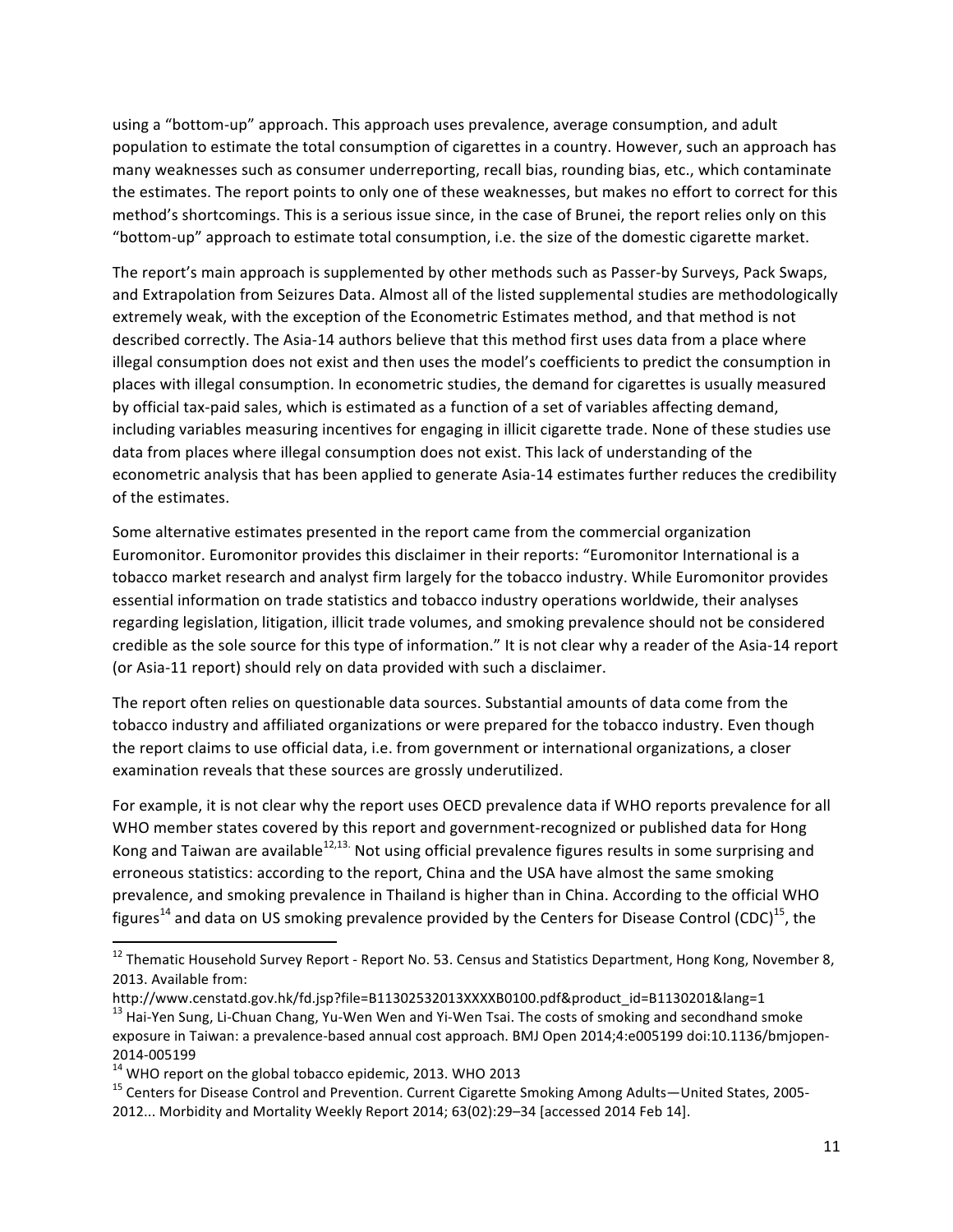using a "bottom-up" approach. This approach uses prevalence, average consumption, and adult population to estimate the total consumption of cigarettes in a country. However, such an approach has many weaknesses such as consumer underreporting, recall bias, rounding bias, etc., which contaminate the estimates. The report points to only one of these weaknesses, but makes no effort to correct for this method's shortcomings. This is a serious issue since, in the case of Brunei, the report relies only on this "bottom-up" approach to estimate total consumption, i.e. the size of the domestic cigarette market.

The report's main approach is supplemented by other methods such as Passer-by Surveys, Pack Swaps, and Extrapolation from Seizures Data. Almost all of the listed supplemental studies are methodologically extremely weak, with the exception of the Econometric Estimates method, and that method is not described correctly. The Asia-14 authors believe that this method first uses data from a place where illegal consumption does not exist and then uses the model's coefficients to predict the consumption in places with illegal consumption. In econometric studies, the demand for cigarettes is usually measured by official tax-paid sales, which is estimated as a function of a set of variables affecting demand, including variables measuring incentives for engaging in illicit cigarette trade. None of these studies use data from places where illegal consumption does not exist. This lack of understanding of the econometric analysis that has been applied to generate Asia-14 estimates further reduces the credibility of the estimates.

Some alternative estimates presented in the report came from the commercial organization Euromonitor. Euromonitor provides this disclaimer in their reports: "Euromonitor International is a tobacco market research and analyst firm largely for the tobacco industry. While Euromonitor provides essential information on trade statistics and tobacco industry operations worldwide, their analyses regarding legislation, litigation, illicit trade volumes, and smoking prevalence should not be considered credible as the sole source for this type of information." It is not clear why a reader of the Asia-14 report (or Asia-11 report) should rely on data provided with such a disclaimer.

The report often relies on questionable data sources. Substantial amounts of data come from the tobacco industry and affiliated organizations or were prepared for the tobacco industry. Even though the report claims to use official data, i.e. from government or international organizations, a closer examination reveals that these sources are grossly underutilized.

For example, it is not clear why the report uses OECD prevalence data if WHO reports prevalence for all WHO member states covered by this report and government-recognized or published data for Hong Kong and Taiwan are available[12,13]. Not using official prevalence figures results in some surprising and erroneous statistics: according to the report, China and the USA have almost the same smoking prevalence, and smoking prevalence in Thailand is higher than in China. According to the official WHO figures[14] and data on US smoking prevalence provided by the Centers for Disease Control (CDC)[15], the

---

[12] Thematic Household Survey Report - Report No. 53. Census and Statistics Department, Hong Kong, November 8, 2013. Available from: http://www.censtatd.gov.hk/fd.jsp?file=B11302532013XXXXB0100.pdf&product_id=B1130201&lang=1

[13] Hai-Yen Sung, Li-Chuan Chang, Yu-Wen Wen and Yi-Wen Tsai. The costs of smoking and secondhand smoke exposure in Taiwan: a prevalence-based annual cost approach. BMJ Open 2014;4:e005199 doi:10.1136/bmjopen-2014-005199

[14] WHO report on the global tobacco epidemic, 2013. WHO 2013

[15] Centers for Disease Control and Prevention. Current Cigarette Smoking Among Adults—United States, 2005-2012... Morbidity and Mortality Weekly Report 2014; 63(02):29–34 [accessed 2014 Feb 14].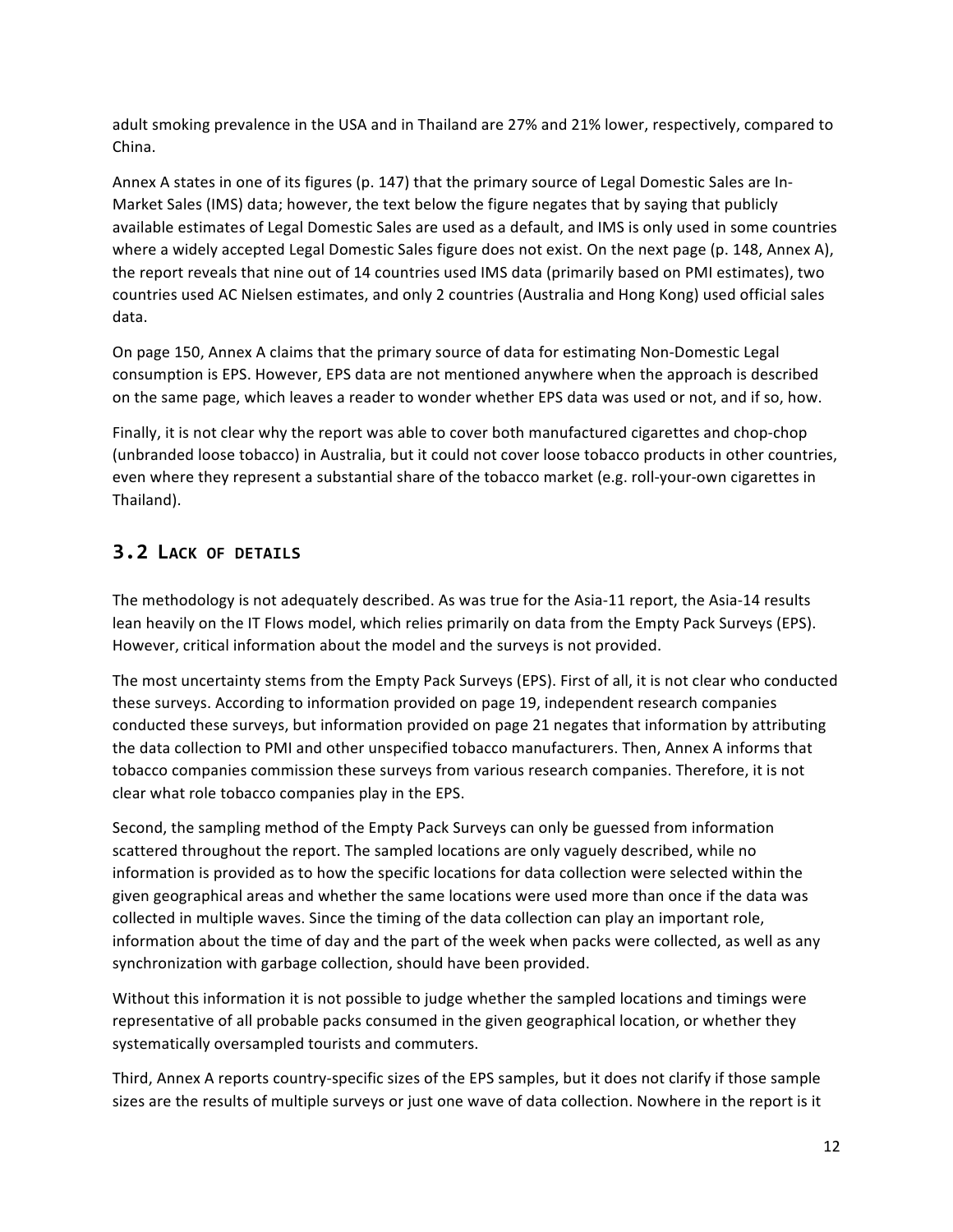adult smoking prevalence in the USA and in Thailand are 27% and 21% lower, respectively, compared to China.

Annex A states in one of its figures (p. 147) that the primary source of Legal Domestic Sales are In-Market Sales (IMS) data; however, the text below the figure negates that by saying that publicly available estimates of Legal Domestic Sales are used as a default, and IMS is only used in some countries where a widely accepted Legal Domestic Sales figure does not exist. On the next page (p. 148, Annex A), the report reveals that nine out of 14 countries used IMS data (primarily based on PMI estimates), two countries used AC Nielsen estimates, and only 2 countries (Australia and Hong Kong) used official sales data.

On page 150, Annex A claims that the primary source of data for estimating Non-Domestic Legal consumption is EPS. However, EPS data are not mentioned anywhere when the approach is described on the same page, which leaves a reader to wonder whether EPS data was used or not, and if so, how.

Finally, it is not clear why the report was able to cover both manufactured cigarettes and chop-chop (unbranded loose tobacco) in Australia, but it could not cover loose tobacco products in other countries, even where they represent a substantial share of the tobacco market (e.g. roll-your-own cigarettes in Thailand).

## 3.2 Lack of details

The methodology is not adequately described. As was true for the Asia-11 report, the Asia-14 results lean heavily on the IT Flows model, which relies primarily on data from the Empty Pack Surveys (EPS). However, critical information about the model and the surveys is not provided.

The most uncertainty stems from the Empty Pack Surveys (EPS). First of all, it is not clear who conducted these surveys. According to information provided on page 19, independent research companies conducted these surveys, but information provided on page 21 negates that information by attributing the data collection to PMI and other unspecified tobacco manufacturers. Then, Annex A informs that tobacco companies commission these surveys from various research companies. Therefore, it is not clear what role tobacco companies play in the EPS.

Second, the sampling method of the Empty Pack Surveys can only be guessed from information scattered throughout the report. The sampled locations are only vaguely described, while no information is provided as to how the specific locations for data collection were selected within the given geographical areas and whether the same locations were used more than once if the data was collected in multiple waves. Since the timing of the data collection can play an important role, information about the time of day and the part of the week when packs were collected, as well as any synchronization with garbage collection, should have been provided.

Without this information it is not possible to judge whether the sampled locations and timings were representative of all probable packs consumed in the given geographical location, or whether they systematically oversampled tourists and commuters.

Third, Annex A reports country-specific sizes of the EPS samples, but it does not clarify if those sample sizes are the results of multiple surveys or just one wave of data collection. Nowhere in the report is it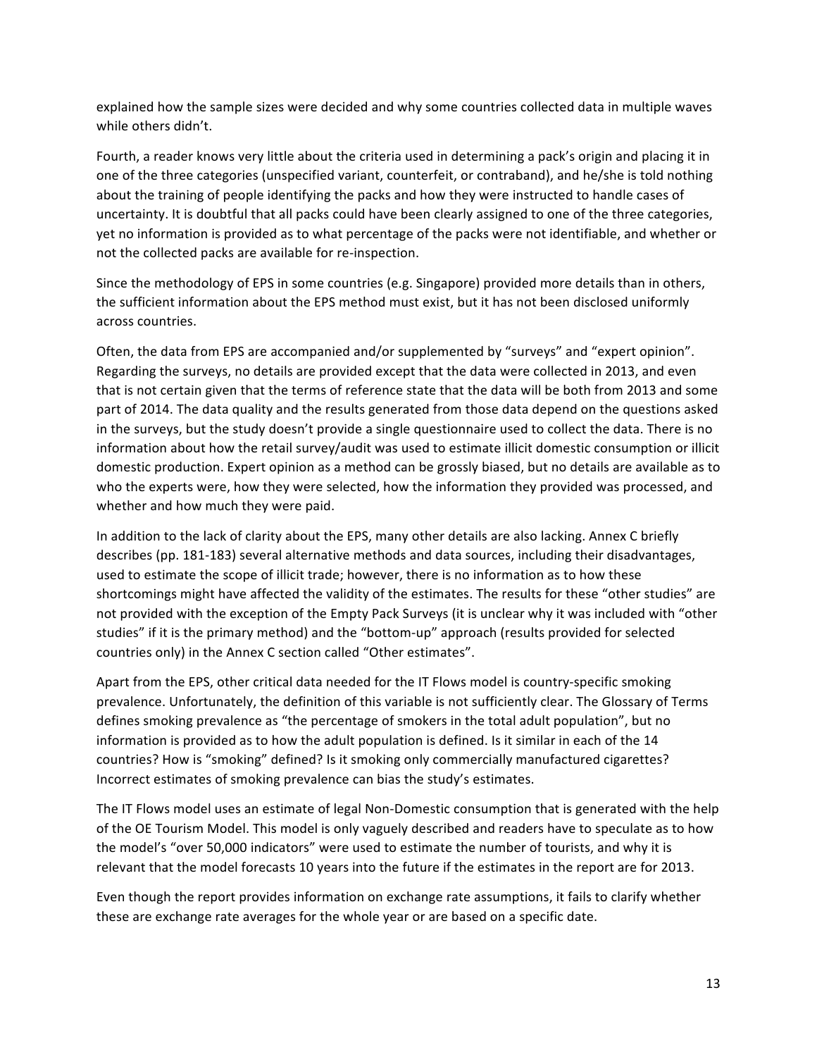explained how the sample sizes were decided and why some countries collected data in multiple waves while others didn't.

Fourth, a reader knows very little about the criteria used in determining a pack's origin and placing it in one of the three categories (unspecified variant, counterfeit, or contraband), and he/she is told nothing about the training of people identifying the packs and how they were instructed to handle cases of uncertainty. It is doubtful that all packs could have been clearly assigned to one of the three categories, yet no information is provided as to what percentage of the packs were not identifiable, and whether or not the collected packs are available for re-inspection.

Since the methodology of EPS in some countries (e.g. Singapore) provided more details than in others, the sufficient information about the EPS method must exist, but it has not been disclosed uniformly across countries.

Often, the data from EPS are accompanied and/or supplemented by "surveys" and "expert opinion". Regarding the surveys, no details are provided except that the data were collected in 2013, and even that is not certain given that the terms of reference state that the data will be both from 2013 and some part of 2014. The data quality and the results generated from those data depend on the questions asked in the surveys, but the study doesn't provide a single questionnaire used to collect the data. There is no information about how the retail survey/audit was used to estimate illicit domestic consumption or illicit domestic production. Expert opinion as a method can be grossly biased, but no details are available as to who the experts were, how they were selected, how the information they provided was processed, and whether and how much they were paid.

In addition to the lack of clarity about the EPS, many other details are also lacking. Annex C briefly describes (pp. 181-183) several alternative methods and data sources, including their disadvantages, used to estimate the scope of illicit trade; however, there is no information as to how these shortcomings might have affected the validity of the estimates. The results for these "other studies" are not provided with the exception of the Empty Pack Surveys (it is unclear why it was included with "other studies" if it is the primary method) and the "bottom-up" approach (results provided for selected countries only) in the Annex C section called "Other estimates".

Apart from the EPS, other critical data needed for the IT Flows model is country-specific smoking prevalence. Unfortunately, the definition of this variable is not sufficiently clear. The Glossary of Terms defines smoking prevalence as "the percentage of smokers in the total adult population", but no information is provided as to how the adult population is defined. Is it similar in each of the 14 countries? How is "smoking" defined? Is it smoking only commercially manufactured cigarettes? Incorrect estimates of smoking prevalence can bias the study's estimates.

The IT Flows model uses an estimate of legal Non-Domestic consumption that is generated with the help of the OE Tourism Model. This model is only vaguely described and readers have to speculate as to how the model's "over 50,000 indicators" were used to estimate the number of tourists, and why it is relevant that the model forecasts 10 years into the future if the estimates in the report are for 2013.

Even though the report provides information on exchange rate assumptions, it fails to clarify whether these are exchange rate averages for the whole year or are based on a specific date.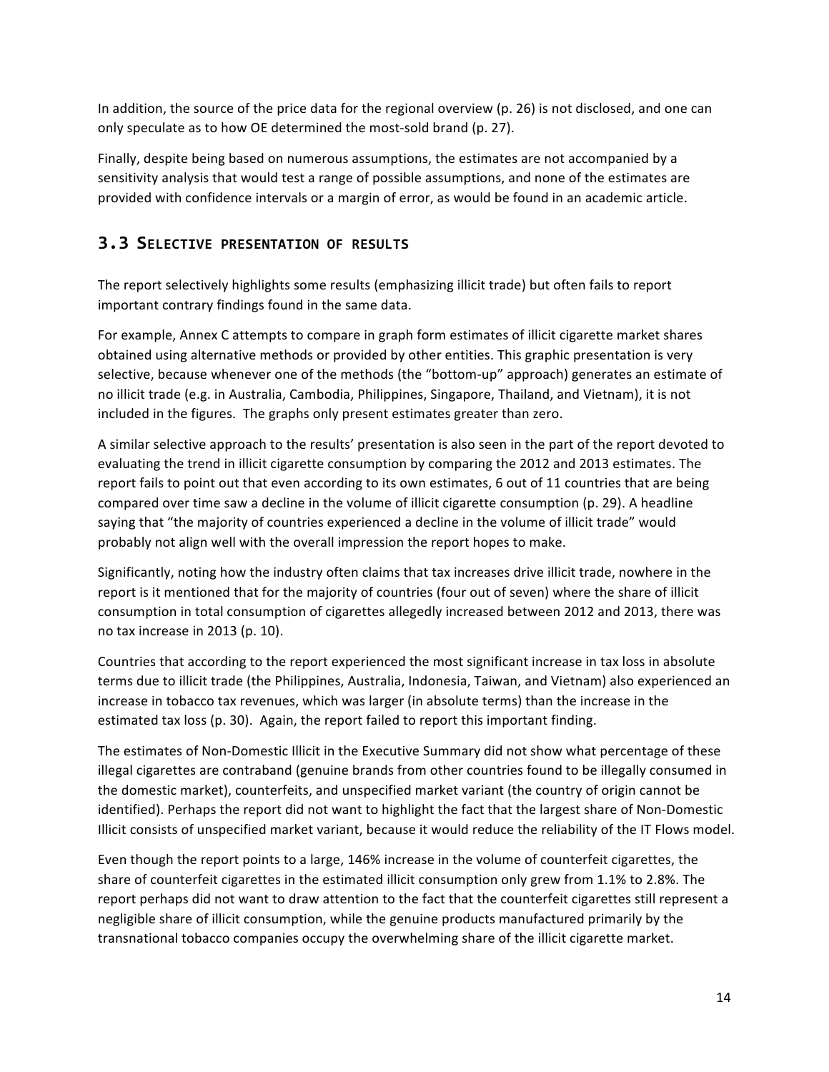In addition, the source of the price data for the regional overview (p. 26) is not disclosed, and one can only speculate as to how OE determined the most-sold brand (p. 27).

Finally, despite being based on numerous assumptions, the estimates are not accompanied by a sensitivity analysis that would test a range of possible assumptions, and none of the estimates are provided with confidence intervals or a margin of error, as would be found in an academic article.

## 3.3 Selective presentation of results

The report selectively highlights some results (emphasizing illicit trade) but often fails to report important contrary findings found in the same data.

For example, Annex C attempts to compare in graph form estimates of illicit cigarette market shares obtained using alternative methods or provided by other entities. This graphic presentation is very selective, because whenever one of the methods (the "bottom-up" approach) generates an estimate of no illicit trade (e.g. in Australia, Cambodia, Philippines, Singapore, Thailand, and Vietnam), it is not included in the figures. The graphs only present estimates greater than zero.

A similar selective approach to the results' presentation is also seen in the part of the report devoted to evaluating the trend in illicit cigarette consumption by comparing the 2012 and 2013 estimates. The report fails to point out that even according to its own estimates, 6 out of 11 countries that are being compared over time saw a decline in the volume of illicit cigarette consumption (p. 29). A headline saying that "the majority of countries experienced a decline in the volume of illicit trade" would probably not align well with the overall impression the report hopes to make.

Significantly, noting how the industry often claims that tax increases drive illicit trade, nowhere in the report is it mentioned that for the majority of countries (four out of seven) where the share of illicit consumption in total consumption of cigarettes allegedly increased between 2012 and 2013, there was no tax increase in 2013 (p. 10).

Countries that according to the report experienced the most significant increase in tax loss in absolute terms due to illicit trade (the Philippines, Australia, Indonesia, Taiwan, and Vietnam) also experienced an increase in tobacco tax revenues, which was larger (in absolute terms) than the increase in the estimated tax loss (p. 30). Again, the report failed to report this important finding.

The estimates of Non-Domestic Illicit in the Executive Summary did not show what percentage of these illegal cigarettes are contraband (genuine brands from other countries found to be illegally consumed in the domestic market), counterfeits, and unspecified market variant (the country of origin cannot be identified). Perhaps the report did not want to highlight the fact that the largest share of Non-Domestic Illicit consists of unspecified market variant, because it would reduce the reliability of the IT Flows model.

Even though the report points to a large, 146% increase in the volume of counterfeit cigarettes, the share of counterfeit cigarettes in the estimated illicit consumption only grew from 1.1% to 2.8%. The report perhaps did not want to draw attention to the fact that the counterfeit cigarettes still represent a negligible share of illicit consumption, while the genuine products manufactured primarily by the transnational tobacco companies occupy the overwhelming share of the illicit cigarette market.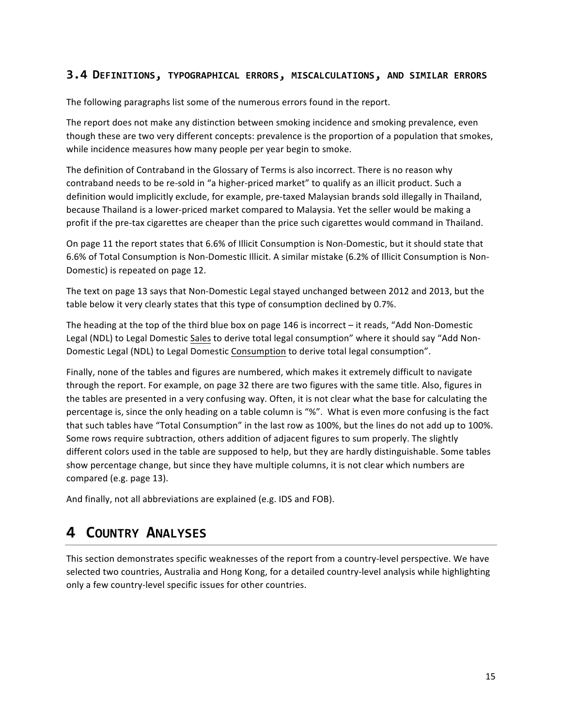### 3.4 Definitions, typographical errors, miscalculations, and similar errors

The following paragraphs list some of the numerous errors found in the report.

The report does not make any distinction between smoking incidence and smoking prevalence, even though these are two very different concepts: prevalence is the proportion of a population that smokes, while incidence measures how many people per year begin to smoke.

The definition of Contraband in the Glossary of Terms is also incorrect. There is no reason why contraband needs to be re-sold in "a higher-priced market" to qualify as an illicit product. Such a definition would implicitly exclude, for example, pre-taxed Malaysian brands sold illegally in Thailand, because Thailand is a lower-priced market compared to Malaysia. Yet the seller would be making a profit if the pre-tax cigarettes are cheaper than the price such cigarettes would command in Thailand.

On page 11 the report states that 6.6% of Illicit Consumption is Non-Domestic, but it should state that 6.6% of Total Consumption is Non-Domestic Illicit. A similar mistake (6.2% of Illicit Consumption is Non-Domestic) is repeated on page 12.

The text on page 13 says that Non-Domestic Legal stayed unchanged between 2012 and 2013, but the table below it very clearly states that this type of consumption declined by 0.7%.

The heading at the top of the third blue box on page 146 is incorrect – it reads, "Add Non-Domestic Legal (NDL) to Legal Domestic Sales to derive total legal consumption" where it should say "Add Non-Domestic Legal (NDL) to Legal Domestic Consumption to derive total legal consumption".

Finally, none of the tables and figures are numbered, which makes it extremely difficult to navigate through the report. For example, on page 32 there are two figures with the same title. Also, figures in the tables are presented in a very confusing way. Often, it is not clear what the base for calculating the percentage is, since the only heading on a table column is "%". What is even more confusing is the fact that such tables have "Total Consumption" in the last row as 100%, but the lines do not add up to 100%. Some rows require subtraction, others addition of adjacent figures to sum properly. The slightly different colors used in the table are supposed to help, but they are hardly distinguishable. Some tables show percentage change, but since they have multiple columns, it is not clear which numbers are compared (e.g. page 13).

And finally, not all abbreviations are explained (e.g. IDS and FOB).

# 4 Country Analyses

This section demonstrates specific weaknesses of the report from a country-level perspective. We have selected two countries, Australia and Hong Kong, for a detailed country-level analysis while highlighting only a few country-level specific issues for other countries.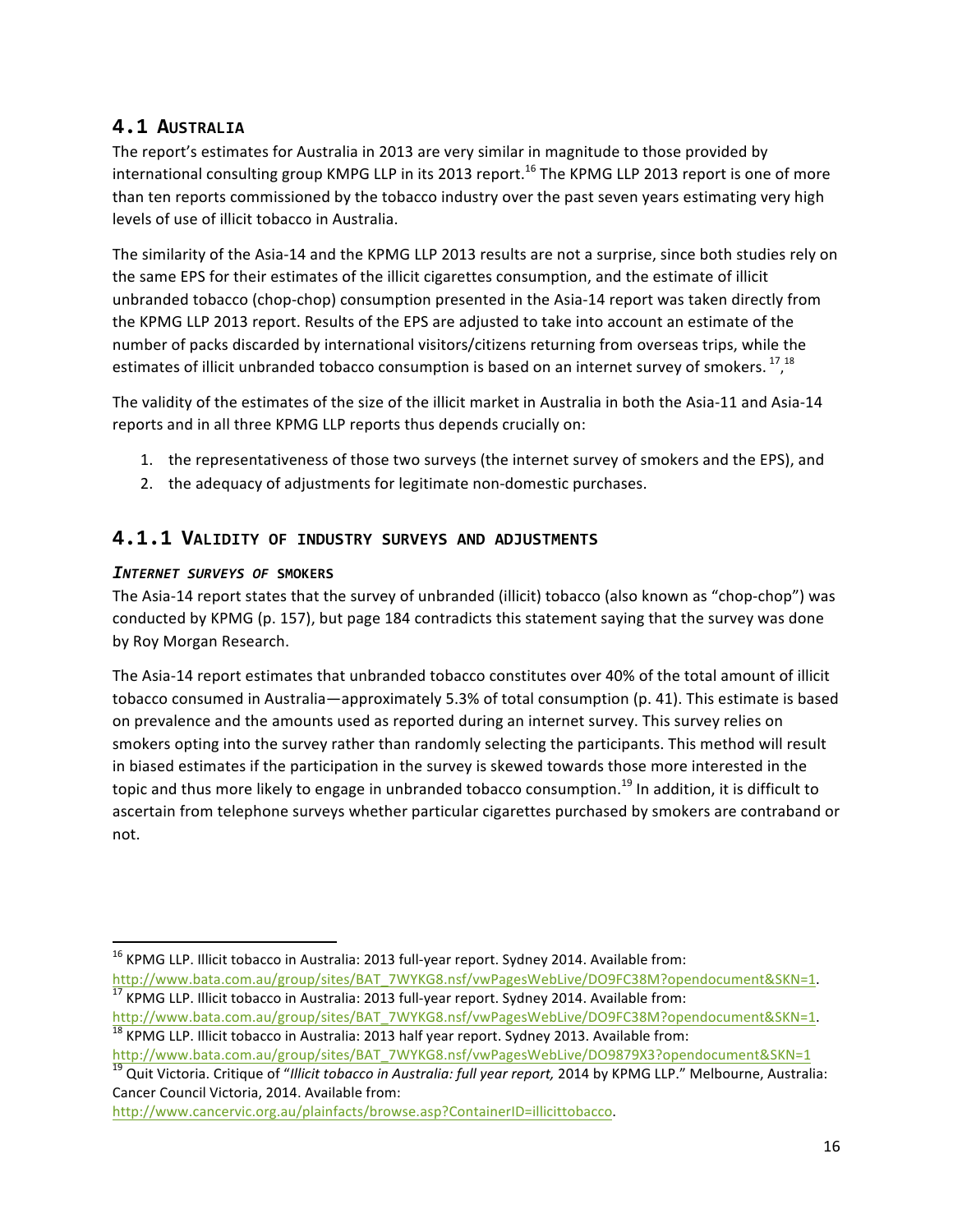## 4.1 AUSTRALIA

The report's estimates for Australia in 2013 are very similar in magnitude to those provided by international consulting group KMPG LLP in its 2013 report.[16] The KPMG LLP 2013 report is one of more than ten reports commissioned by the tobacco industry over the past seven years estimating very high levels of use of illicit tobacco in Australia.

The similarity of the Asia-14 and the KPMG LLP 2013 results are not a surprise, since both studies rely on the same EPS for their estimates of the illicit cigarettes consumption, and the estimate of illicit unbranded tobacco (chop-chop) consumption presented in the Asia-14 report was taken directly from the KPMG LLP 2013 report. Results of the EPS are adjusted to take into account an estimate of the number of packs discarded by international visitors/citizens returning from overseas trips, while the estimates of illicit unbranded tobacco consumption is based on an internet survey of smokers. [17], [18]

The validity of the estimates of the size of the illicit market in Australia in both the Asia-11 and Asia-14 reports and in all three KPMG LLP reports thus depends crucially on:

1. the representativeness of those two surveys (the internet survey of smokers and the EPS), and
2. the adequacy of adjustments for legitimate non-domestic purchases.

### 4.1.1 VALIDITY OF INDUSTRY SURVEYS AND ADJUSTMENTS

#### *INTERNET SURVEYS OF* SMOKERS

The Asia-14 report states that the survey of unbranded (illicit) tobacco (also known as "chop-chop") was conducted by KPMG (p. 157), but page 184 contradicts this statement saying that the survey was done by Roy Morgan Research.

The Asia-14 report estimates that unbranded tobacco constitutes over 40% of the total amount of illicit tobacco consumed in Australia—approximately 5.3% of total consumption (p. 41). This estimate is based on prevalence and the amounts used as reported during an internet survey. This survey relies on smokers opting into the survey rather than randomly selecting the participants. This method will result in biased estimates if the participation in the survey is skewed towards those more interested in the topic and thus more likely to engage in unbranded tobacco consumption.[19] In addition, it is difficult to ascertain from telephone surveys whether particular cigarettes purchased by smokers are contraband or not.

---

[16] KPMG LLP. Illicit tobacco in Australia: 2013 full-year report. Sydney 2014. Available from: http://www.bata.com.au/group/sites/BAT_7WYKG8.nsf/vwPagesWebLive/DO9FC38M?opendocument&SKN=1.

[17] KPMG LLP. Illicit tobacco in Australia: 2013 full-year report. Sydney 2014. Available from: http://www.bata.com.au/group/sites/BAT_7WYKG8.nsf/vwPagesWebLive/DO9FC38M?opendocument&SKN=1.

[18] KPMG LLP. Illicit tobacco in Australia: 2013 half year report. Sydney 2013. Available from: http://www.bata.com.au/group/sites/BAT_7WYKG8.nsf/vwPagesWebLive/DO9879X3?opendocument&SKN=1

[19] Quit Victoria. Critique of "*Illicit tobacco in Australia: full year report,* 2014 by KPMG LLP." Melbourne, Australia: Cancer Council Victoria, 2014. Available from: http://www.cancervic.org.au/plainfacts/browse.asp?ContainerID=illicittobacco.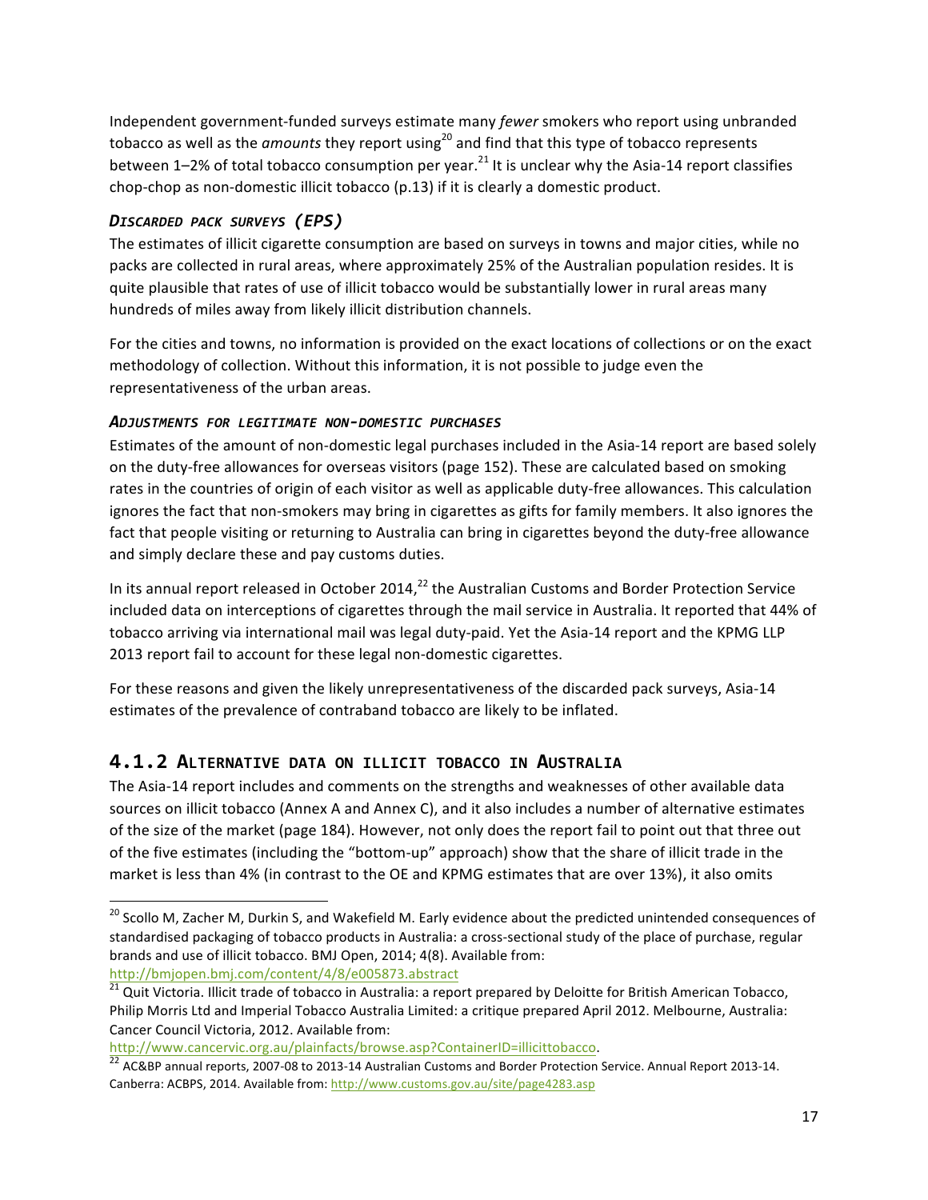Independent government-funded surveys estimate many *fewer* smokers who report using unbranded tobacco as well as the *amounts* they report using[20] and find that this type of tobacco represents between 1–2% of total tobacco consumption per year.[21] It is unclear why the Asia-14 report classifies chop-chop as non-domestic illicit tobacco (p.13) if it is clearly a domestic product.

#### *Discarded pack surveys (EPS)*

The estimates of illicit cigarette consumption are based on surveys in towns and major cities, while no packs are collected in rural areas, where approximately 25% of the Australian population resides. It is quite plausible that rates of use of illicit tobacco would be substantially lower in rural areas many hundreds of miles away from likely illicit distribution channels.

For the cities and towns, no information is provided on the exact locations of collections or on the exact methodology of collection. Without this information, it is not possible to judge even the representativeness of the urban areas.

#### *Adjustments for legitimate non-domestic purchases*

Estimates of the amount of non-domestic legal purchases included in the Asia-14 report are based solely on the duty-free allowances for overseas visitors (page 152). These are calculated based on smoking rates in the countries of origin of each visitor as well as applicable duty-free allowances. This calculation ignores the fact that non-smokers may bring in cigarettes as gifts for family members. It also ignores the fact that people visiting or returning to Australia can bring in cigarettes beyond the duty-free allowance and simply declare these and pay customs duties.

In its annual report released in October 2014,[22] the Australian Customs and Border Protection Service included data on interceptions of cigarettes through the mail service in Australia. It reported that 44% of tobacco arriving via international mail was legal duty-paid. Yet the Asia-14 report and the KPMG LLP 2013 report fail to account for these legal non-domestic cigarettes.

For these reasons and given the likely unrepresentativeness of the discarded pack surveys, Asia-14 estimates of the prevalence of contraband tobacco are likely to be inflated.

### 4.1.2 Alternative data on illicit tobacco in Australia

The Asia-14 report includes and comments on the strengths and weaknesses of other available data sources on illicit tobacco (Annex A and Annex C), and it also includes a number of alternative estimates of the size of the market (page 184). However, not only does the report fail to point out that three out of the five estimates (including the "bottom-up" approach) show that the share of illicit trade in the market is less than 4% (in contrast to the OE and KPMG estimates that are over 13%), it also omits

---

[20] Scollo M, Zacher M, Durkin S, and Wakefield M. Early evidence about the predicted unintended consequences of standardised packaging of tobacco products in Australia: a cross-sectional study of the place of purchase, regular brands and use of illicit tobacco. BMJ Open, 2014; 4(8). Available from: http://bmjopen.bmj.com/content/4/8/e005873.abstract

[21] Quit Victoria. Illicit trade of tobacco in Australia: a report prepared by Deloitte for British American Tobacco, Philip Morris Ltd and Imperial Tobacco Australia Limited: a critique prepared April 2012. Melbourne, Australia: Cancer Council Victoria, 2012. Available from: http://www.cancervic.org.au/plainfacts/browse.asp?ContainerID=illicittobacco.

[22] AC&BP annual reports, 2007-08 to 2013-14 Australian Customs and Border Protection Service. Annual Report 2013-14. Canberra: ACBPS, 2014. Available from: http://www.customs.gov.au/site/page4283.asp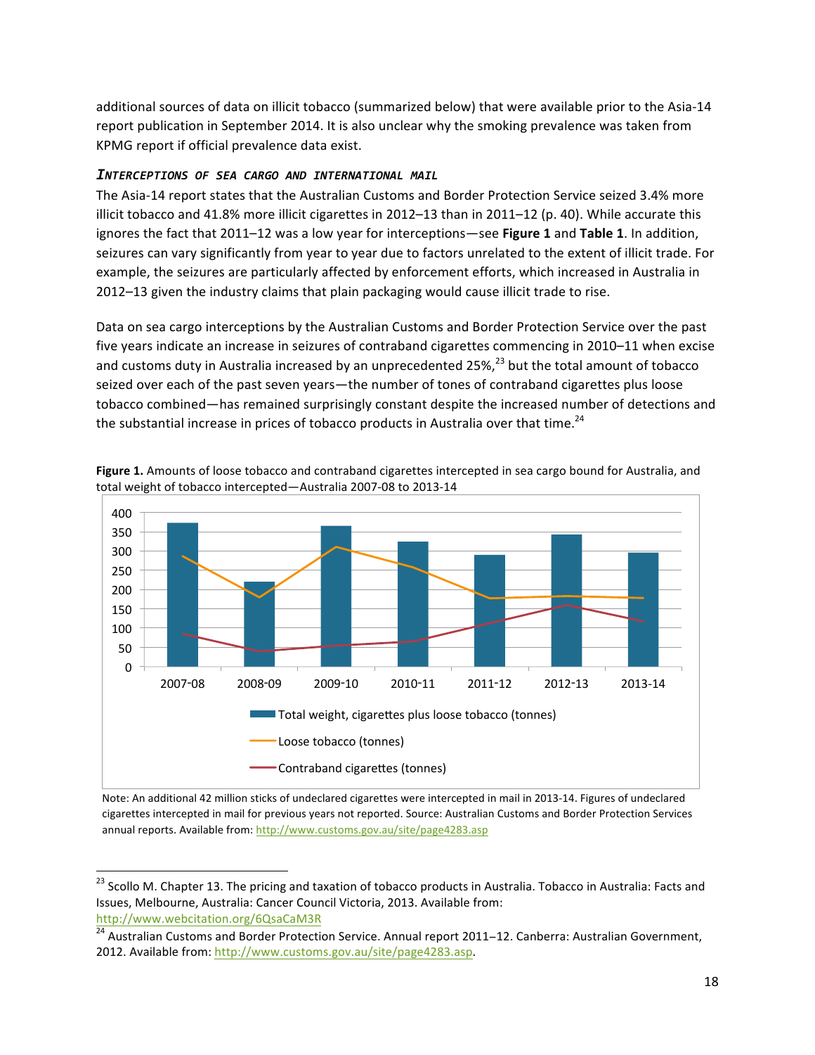additional sources of data on illicit tobacco (summarized below) that were available prior to the Asia-14 report publication in September 2014. It is also unclear why the smoking prevalence was taken from KPMG report if official prevalence data exist.

### *Interceptions of sea cargo and international mail*

The Asia-14 report states that the Australian Customs and Border Protection Service seized 3.4% more illicit tobacco and 41.8% more illicit cigarettes in 2012–13 than in 2011–12 (p. 40). While accurate this ignores the fact that 2011–12 was a low year for interceptions—see **Figure 1** and **Table 1**. In addition, seizures can vary significantly from year to year due to factors unrelated to the extent of illicit trade. For example, the seizures are particularly affected by enforcement efforts, which increased in Australia in 2012–13 given the industry claims that plain packaging would cause illicit trade to rise.

Data on sea cargo interceptions by the Australian Customs and Border Protection Service over the past five years indicate an increase in seizures of contraband cigarettes commencing in 2010–11 when excise and customs duty in Australia increased by an unprecedented 25%,[23] but the total amount of tobacco seized over each of the past seven years—the number of tones of contraband cigarettes plus loose tobacco combined—has remained surprisingly constant despite the increased number of detections and the substantial increase in prices of tobacco products in Australia over that time.[24]

**Figure 1.** Amounts of loose tobacco and contraband cigarettes intercepted in sea cargo bound for Australia, and total weight of tobacco intercepted—Australia 2007-08 to 2013-14

Note: An additional 42 million sticks of undeclared cigarettes were intercepted in mail in 2013-14. Figures of undeclared cigarettes intercepted in mail for previous years not reported. Source: Australian Customs and Border Protection Services annual reports. Available from: http://www.customs.gov.au/site/page4283.asp

---

[23] Scollo M. Chapter 13. The pricing and taxation of tobacco products in Australia. Tobacco in Australia: Facts and Issues, Melbourne, Australia: Cancer Council Victoria, 2013. Available from: http://www.webcitation.org/6QsaCaM3R

[24] Australian Customs and Border Protection Service. Annual report 2011–12. Canberra: Australian Government, 2012. Available from: http://www.customs.gov.au/site/page4283.asp.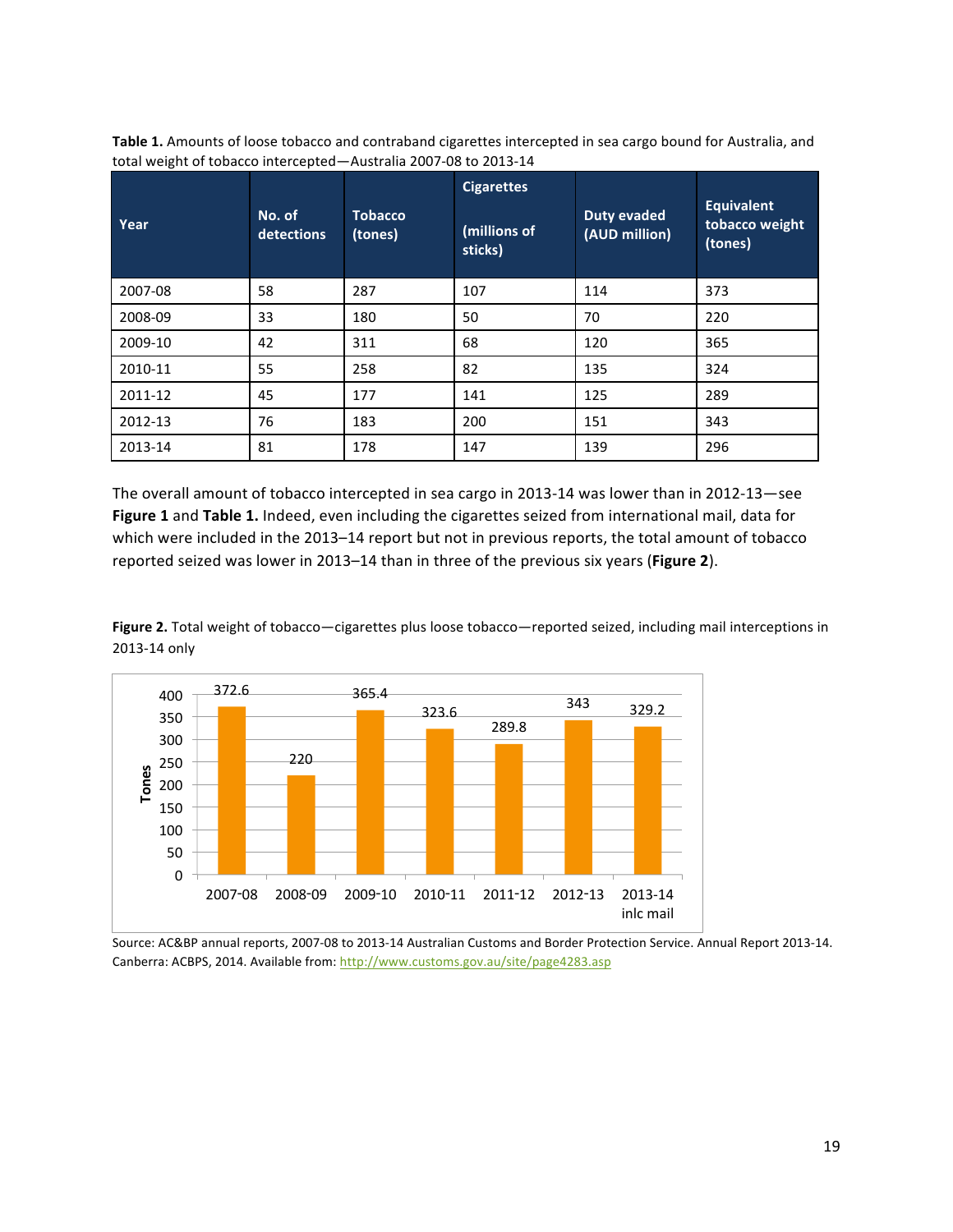**Table 1.** Amounts of loose tobacco and contraband cigarettes intercepted in sea cargo bound for Australia, and total weight of tobacco intercepted—Australia 2007-08 to 2013-14

| Year | No. of detections | Tobacco (tones) | Cigarettes (millions of sticks) | Duty evaded (AUD million) | Equivalent tobacco weight (tones) |
|---|---|---|---|---|---|
| 2007-08 | 58 | 287 | 107 | 114 | 373 |
| 2008-09 | 33 | 180 | 50 | 70 | 220 |
| 2009-10 | 42 | 311 | 68 | 120 | 365 |
| 2010-11 | 55 | 258 | 82 | 135 | 324 |
| 2011-12 | 45 | 177 | 141 | 125 | 289 |
| 2012-13 | 76 | 183 | 200 | 151 | 343 |
| 2013-14 | 81 | 178 | 147 | 139 | 296 |

The overall amount of tobacco intercepted in sea cargo in 2013-14 was lower than in 2012-13—see **Figure 1** and **Table 1.** Indeed, even including the cigarettes seized from international mail, data for which were included in the 2013–14 report but not in previous reports, the total amount of tobacco reported seized was lower in 2013–14 than in three of the previous six years (**Figure 2**).

**Figure 2.** Total weight of tobacco—cigarettes plus loose tobacco—reported seized, including mail interceptions in 2013-14 only

| Year | Tones |
|---|---|
| 2007-08 | 372.6 |
| 2008-09 | 220 |
| 2009-10 | 365.4 |
| 2010-11 | 323.6 |
| 2011-12 | 289.8 |
| 2012-13 | 343 |
| 2013-14 inlc mail | 329.2 |

Source: AC&BP annual reports, 2007-08 to 2013-14 Australian Customs and Border Protection Service. Annual Report 2013-14. Canberra: ACBPS, 2014. Available from: http://www.customs.gov.au/site/page4283.asp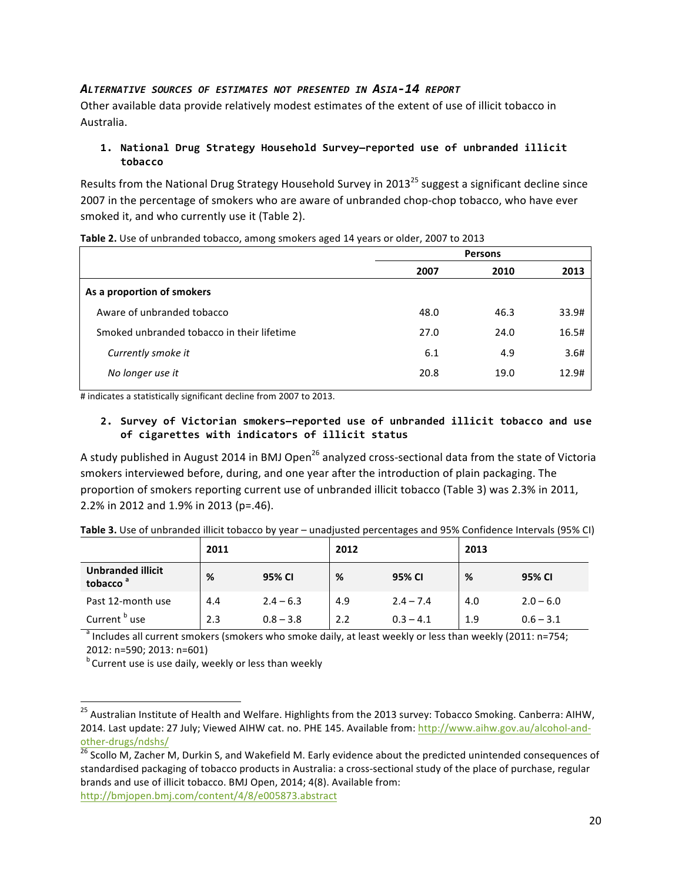### *Alternative sources of estimates not presented in Asia-14 report*

Other available data provide relatively modest estimates of the extent of use of illicit tobacco in Australia.

1. **National Drug Strategy Household Survey—reported use of unbranded illicit tobacco**

Results from the National Drug Strategy Household Survey in 2013[25] suggest a significant decline since 2007 in the percentage of smokers who are aware of unbranded chop-chop tobacco, who have ever smoked it, and who currently use it (Table 2).

**Table 2.** Use of unbranded tobacco, among smokers aged 14 years or older, 2007 to 2013

| | Persons | | |
|---|---|---|---|
| | **2007** | **2010** | **2013** |
| **As a proportion of smokers** | | | |
| Aware of unbranded tobacco | 48.0 | 46.3 | 33.9# |
| Smoked unbranded tobacco in their lifetime | 27.0 | 24.0 | 16.5# |
| *Currently smoke it* | 6.1 | 4.9 | 3.6# |
| *No longer use it* | 20.8 | 19.0 | 12.9# |

# indicates a statistically significant decline from 2007 to 2013.

2. **Survey of Victorian smokers—reported use of unbranded illicit tobacco and use of cigarettes with indicators of illicit status**

A study published in August 2014 in BMJ Open[26] analyzed cross-sectional data from the state of Victoria smokers interviewed before, during, and one year after the introduction of plain packaging. The proportion of smokers reporting current use of unbranded illicit tobacco (Table 3) was 2.3% in 2011, 2.2% in 2012 and 1.9% in 2013 (p=.46).

**Table 3.** Use of unbranded illicit tobacco by year – unadjusted percentages and 95% Confidence Intervals (95% CI)

| | **2011** | | **2012** | | **2013** | |
|---|---|---|---|---|---|---|
| **Unbranded illicit tobacco** [a] | **%** | **95% CI** | **%** | **95% CI** | **%** | **95% CI** |
| Past 12-month use | 4.4 | 2.4 – 6.3 | 4.9 | 2.4 – 7.4 | 4.0 | 2.0 – 6.0 |
| Current [b] use | 2.3 | 0.8 – 3.8 | 2.2 | 0.3 – 4.1 | 1.9 | 0.6 – 3.1 |

[a] Includes all current smokers (smokers who smoke daily, at least weekly or less than weekly (2011: n=754; 2012: n=590; 2013: n=601)

[b] Current use is use daily, weekly or less than weekly

[25] Australian Institute of Health and Welfare. Highlights from the 2013 survey: Tobacco Smoking. Canberra: AIHW, 2014. Last update: 27 July; Viewed AIHW cat. no. PHE 145. Available from: http://www.aihw.gov.au/alcohol-and-other-drugs/ndshs/

[26] Scollo M, Zacher M, Durkin S, and Wakefield M. Early evidence about the predicted unintended consequences of standardised packaging of tobacco products in Australia: a cross-sectional study of the place of purchase, regular brands and use of illicit tobacco. BMJ Open, 2014; 4(8). Available from: http://bmjopen.bmj.com/content/4/8/e005873.abstract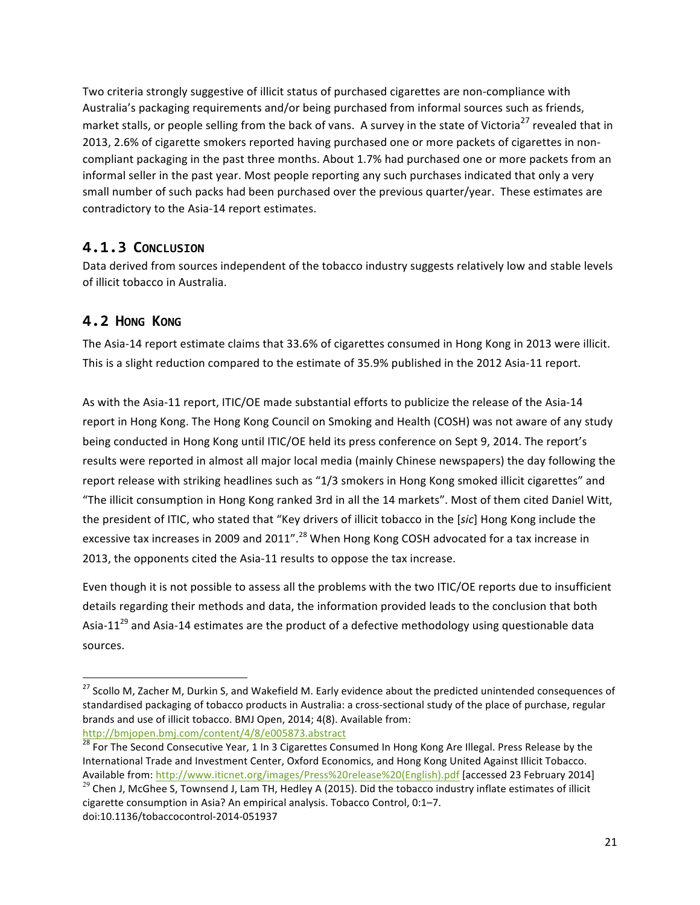Two criteria strongly suggestive of illicit status of purchased cigarettes are non-compliance with Australia's packaging requirements and/or being purchased from informal sources such as friends, market stalls, or people selling from the back of vans. A survey in the state of Victoria[27] revealed that in 2013, 2.6% of cigarette smokers reported having purchased one or more packets of cigarettes in non-compliant packaging in the past three months. About 1.7% had purchased one or more packets from an informal seller in the past year. Most people reporting any such purchases indicated that only a very small number of such packs had been purchased over the previous quarter/year. These estimates are contradictory to the Asia-14 report estimates.

### 4.1.3 Conclusion

Data derived from sources independent of the tobacco industry suggests relatively low and stable levels of illicit tobacco in Australia.

## 4.2 Hong Kong

The Asia-14 report estimate claims that 33.6% of cigarettes consumed in Hong Kong in 2013 were illicit. This is a slight reduction compared to the estimate of 35.9% published in the 2012 Asia-11 report.

As with the Asia-11 report, ITIC/OE made substantial efforts to publicize the release of the Asia-14 report in Hong Kong. The Hong Kong Council on Smoking and Health (COSH) was not aware of any study being conducted in Hong Kong until ITIC/OE held its press conference on Sept 9, 2014. The report's results were reported in almost all major local media (mainly Chinese newspapers) the day following the report release with striking headlines such as "1/3 smokers in Hong Kong smoked illicit cigarettes" and "The illicit consumption in Hong Kong ranked 3rd in all the 14 markets". Most of them cited Daniel Witt, the president of ITIC, who stated that "Key drivers of illicit tobacco in the [*sic*] Hong Kong include the excessive tax increases in 2009 and 2011".[28] When Hong Kong COSH advocated for a tax increase in 2013, the opponents cited the Asia-11 results to oppose the tax increase.

Even though it is not possible to assess all the problems with the two ITIC/OE reports due to insufficient details regarding their methods and data, the information provided leads to the conclusion that both Asia-11[29] and Asia-14 estimates are the product of a defective methodology using questionable data sources.

---

[27] Scollo M, Zacher M, Durkin S, and Wakefield M. Early evidence about the predicted unintended consequences of standardised packaging of tobacco products in Australia: a cross-sectional study of the place of purchase, regular brands and use of illicit tobacco. BMJ Open, 2014; 4(8). Available from: http://bmjopen.bmj.com/content/4/8/e005873.abstract

[28] For The Second Consecutive Year, 1 In 3 Cigarettes Consumed In Hong Kong Are Illegal. Press Release by the International Trade and Investment Center, Oxford Economics, and Hong Kong United Against Illicit Tobacco. Available from: http://www.iticnet.org/images/Press%20release%20(English).pdf [accessed 23 February 2014]

[29] Chen J, McGhee S, Townsend J, Lam TH, Hedley A (2015). Did the tobacco industry inflate estimates of illicit cigarette consumption in Asia? An empirical analysis. Tobacco Control, 0:1–7. doi:10.1136/tobaccocontrol-2014-051937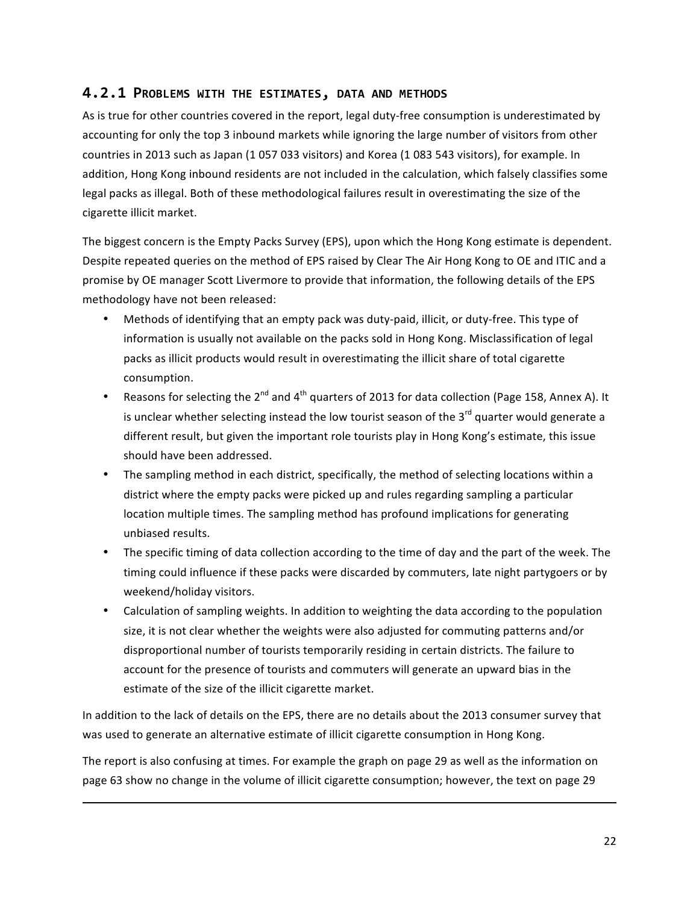### 4.2.1 Problems with the estimates, data and methods

As is true for other countries covered in the report, legal duty-free consumption is underestimated by accounting for only the top 3 inbound markets while ignoring the large number of visitors from other countries in 2013 such as Japan (1 057 033 visitors) and Korea (1 083 543 visitors), for example. In addition, Hong Kong inbound residents are not included in the calculation, which falsely classifies some legal packs as illegal. Both of these methodological failures result in overestimating the size of the cigarette illicit market.

The biggest concern is the Empty Packs Survey (EPS), upon which the Hong Kong estimate is dependent. Despite repeated queries on the method of EPS raised by Clear The Air Hong Kong to OE and ITIC and a promise by OE manager Scott Livermore to provide that information, the following details of the EPS methodology have not been released:

- Methods of identifying that an empty pack was duty-paid, illicit, or duty-free. This type of information is usually not available on the packs sold in Hong Kong. Misclassification of legal packs as illicit products would result in overestimating the illicit share of total cigarette consumption.
- Reasons for selecting the 2nd and 4th quarters of 2013 for data collection (Page 158, Annex A). It is unclear whether selecting instead the low tourist season of the 3rd quarter would generate a different result, but given the important role tourists play in Hong Kong's estimate, this issue should have been addressed.
- The sampling method in each district, specifically, the method of selecting locations within a district where the empty packs were picked up and rules regarding sampling a particular location multiple times. The sampling method has profound implications for generating unbiased results.
- The specific timing of data collection according to the time of day and the part of the week. The timing could influence if these packs were discarded by commuters, late night partygoers or by weekend/holiday visitors.
- Calculation of sampling weights. In addition to weighting the data according to the population size, it is not clear whether the weights were also adjusted for commuting patterns and/or disproportional number of tourists temporarily residing in certain districts. The failure to account for the presence of tourists and commuters will generate an upward bias in the estimate of the size of the illicit cigarette market.

In addition to the lack of details on the EPS, there are no details about the 2013 consumer survey that was used to generate an alternative estimate of illicit cigarette consumption in Hong Kong.

The report is also confusing at times. For example the graph on page 29 as well as the information on page 63 show no change in the volume of illicit cigarette consumption; however, the text on page 29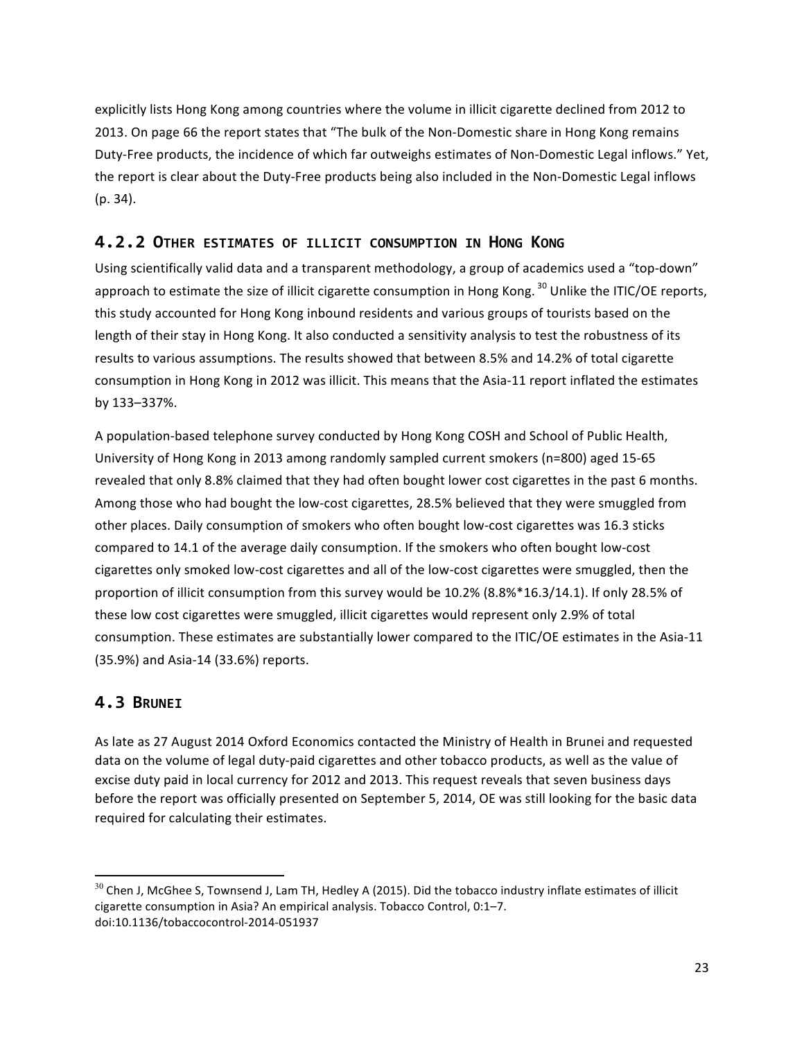explicitly lists Hong Kong among countries where the volume in illicit cigarette declined from 2012 to 2013. On page 66 the report states that "The bulk of the Non-Domestic share in Hong Kong remains Duty-Free products, the incidence of which far outweighs estimates of Non-Domestic Legal inflows." Yet, the report is clear about the Duty-Free products being also included in the Non-Domestic Legal inflows (p. 34).

### 4.2.2 Other estimates of illicit consumption in Hong Kong

Using scientifically valid data and a transparent methodology, a group of academics used a "top-down" approach to estimate the size of illicit cigarette consumption in Hong Kong.[30] Unlike the ITIC/OE reports, this study accounted for Hong Kong inbound residents and various groups of tourists based on the length of their stay in Hong Kong. It also conducted a sensitivity analysis to test the robustness of its results to various assumptions. The results showed that between 8.5% and 14.2% of total cigarette consumption in Hong Kong in 2012 was illicit. This means that the Asia-11 report inflated the estimates by 133–337%.

A population-based telephone survey conducted by Hong Kong COSH and School of Public Health, University of Hong Kong in 2013 among randomly sampled current smokers (n=800) aged 15-65 revealed that only 8.8% claimed that they had often bought lower cost cigarettes in the past 6 months. Among those who had bought the low-cost cigarettes, 28.5% believed that they were smuggled from other places. Daily consumption of smokers who often bought low-cost cigarettes was 16.3 sticks compared to 14.1 of the average daily consumption. If the smokers who often bought low-cost cigarettes only smoked low-cost cigarettes and all of the low-cost cigarettes were smuggled, then the proportion of illicit consumption from this survey would be 10.2% (8.8%*16.3/14.1). If only 28.5% of these low cost cigarettes were smuggled, illicit cigarettes would represent only 2.9% of total consumption. These estimates are substantially lower compared to the ITIC/OE estimates in the Asia-11 (35.9%) and Asia-14 (33.6%) reports.

## 4.3 Brunei

As late as 27 August 2014 Oxford Economics contacted the Ministry of Health in Brunei and requested data on the volume of legal duty-paid cigarettes and other tobacco products, as well as the value of excise duty paid in local currency for 2012 and 2013. This request reveals that seven business days before the report was officially presented on September 5, 2014, OE was still looking for the basic data required for calculating their estimates.

---

[30] Chen J, McGhee S, Townsend J, Lam TH, Hedley A (2015). Did the tobacco industry inflate estimates of illicit cigarette consumption in Asia? An empirical analysis. Tobacco Control, 0:1–7. doi:10.1136/tobaccocontrol-2014-051937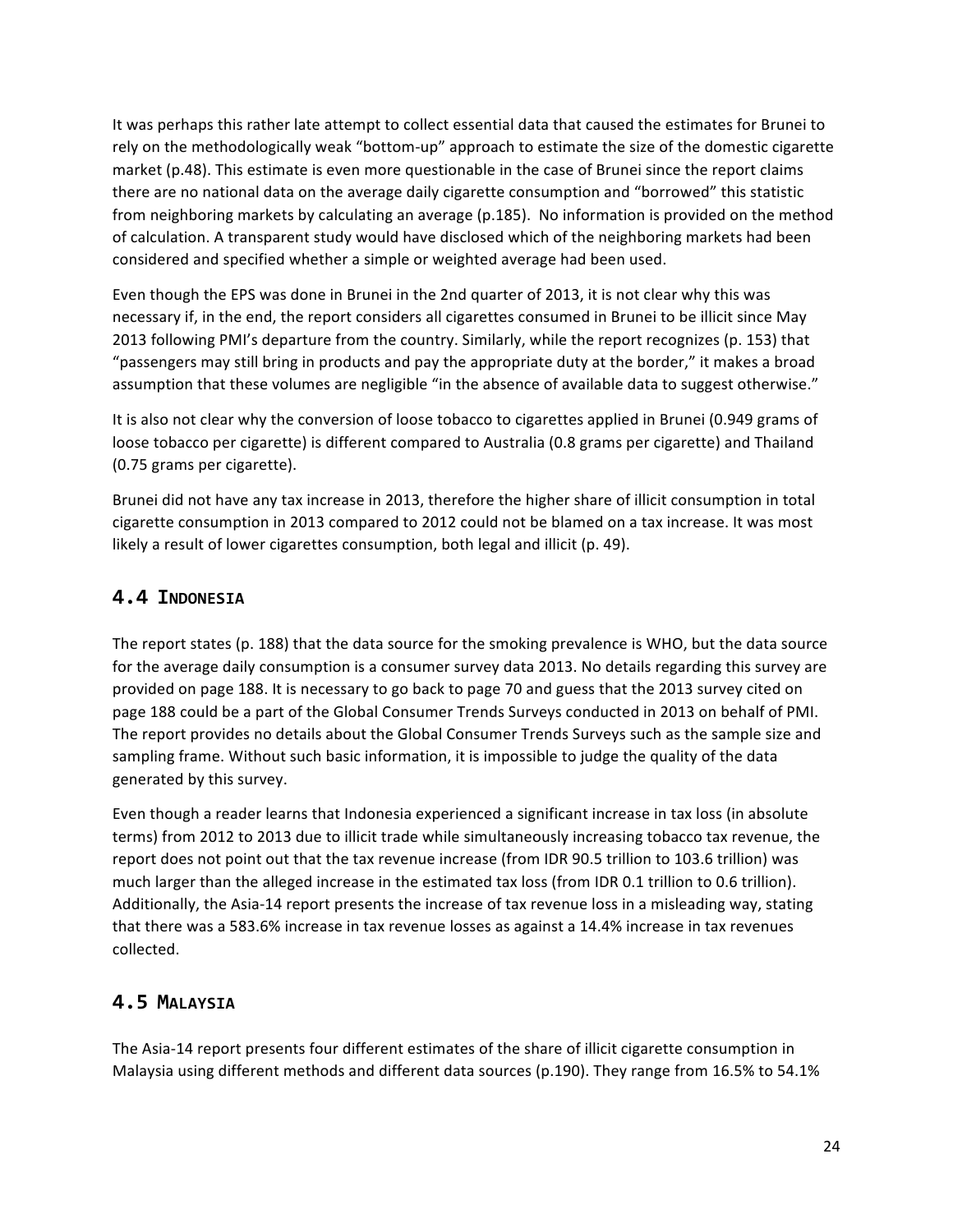It was perhaps this rather late attempt to collect essential data that caused the estimates for Brunei to rely on the methodologically weak "bottom-up" approach to estimate the size of the domestic cigarette market (p.48). This estimate is even more questionable in the case of Brunei since the report claims there are no national data on the average daily cigarette consumption and "borrowed" this statistic from neighboring markets by calculating an average (p.185). No information is provided on the method of calculation. A transparent study would have disclosed which of the neighboring markets had been considered and specified whether a simple or weighted average had been used.

Even though the EPS was done in Brunei in the 2nd quarter of 2013, it is not clear why this was necessary if, in the end, the report considers all cigarettes consumed in Brunei to be illicit since May 2013 following PMI's departure from the country. Similarly, while the report recognizes (p. 153) that "passengers may still bring in products and pay the appropriate duty at the border," it makes a broad assumption that these volumes are negligible "in the absence of available data to suggest otherwise."

It is also not clear why the conversion of loose tobacco to cigarettes applied in Brunei (0.949 grams of loose tobacco per cigarette) is different compared to Australia (0.8 grams per cigarette) and Thailand (0.75 grams per cigarette).

Brunei did not have any tax increase in 2013, therefore the higher share of illicit consumption in total cigarette consumption in 2013 compared to 2012 could not be blamed on a tax increase. It was most likely a result of lower cigarettes consumption, both legal and illicit (p. 49).

## 4.4 Indonesia

The report states (p. 188) that the data source for the smoking prevalence is WHO, but the data source for the average daily consumption is a consumer survey data 2013. No details regarding this survey are provided on page 188. It is necessary to go back to page 70 and guess that the 2013 survey cited on page 188 could be a part of the Global Consumer Trends Surveys conducted in 2013 on behalf of PMI. The report provides no details about the Global Consumer Trends Surveys such as the sample size and sampling frame. Without such basic information, it is impossible to judge the quality of the data generated by this survey.

Even though a reader learns that Indonesia experienced a significant increase in tax loss (in absolute terms) from 2012 to 2013 due to illicit trade while simultaneously increasing tobacco tax revenue, the report does not point out that the tax revenue increase (from IDR 90.5 trillion to 103.6 trillion) was much larger than the alleged increase in the estimated tax loss (from IDR 0.1 trillion to 0.6 trillion). Additionally, the Asia-14 report presents the increase of tax revenue loss in a misleading way, stating that there was a 583.6% increase in tax revenue losses as against a 14.4% increase in tax revenues collected.

## 4.5 Malaysia

The Asia-14 report presents four different estimates of the share of illicit cigarette consumption in Malaysia using different methods and different data sources (p.190). They range from 16.5% to 54.1%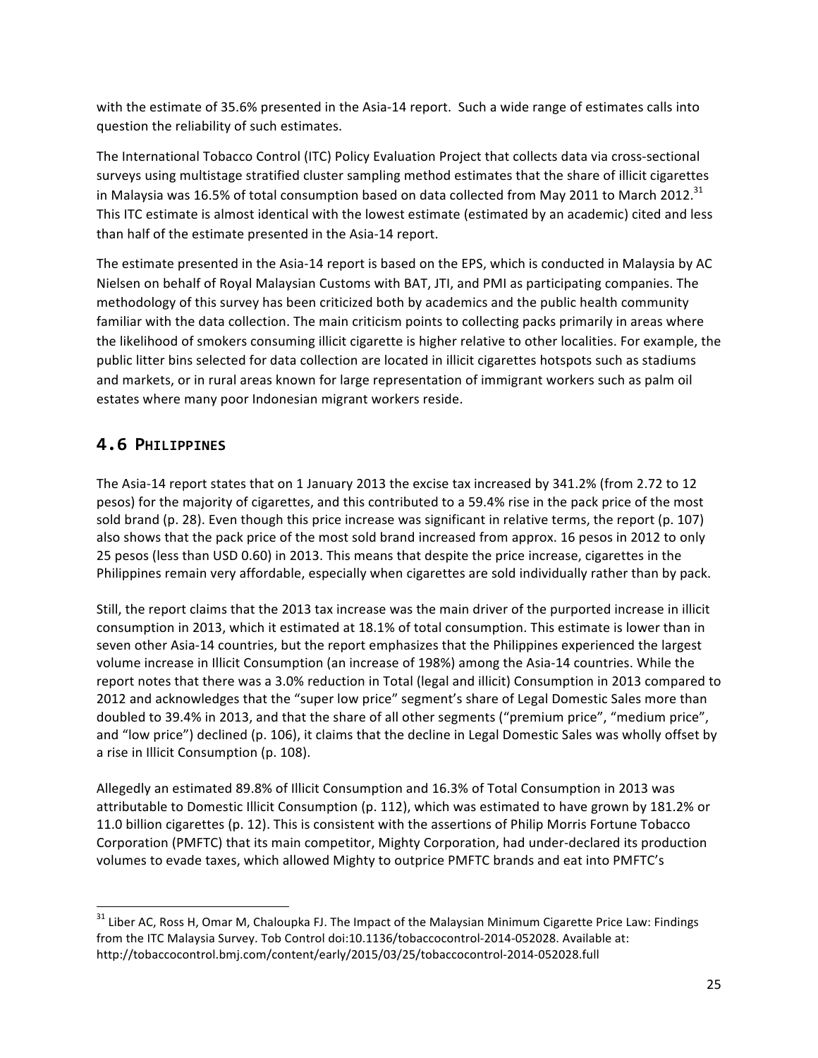with the estimate of 35.6% presented in the Asia-14 report. Such a wide range of estimates calls into question the reliability of such estimates.

The International Tobacco Control (ITC) Policy Evaluation Project that collects data via cross-sectional surveys using multistage stratified cluster sampling method estimates that the share of illicit cigarettes in Malaysia was 16.5% of total consumption based on data collected from May 2011 to March 2012.[31] This ITC estimate is almost identical with the lowest estimate (estimated by an academic) cited and less than half of the estimate presented in the Asia-14 report.

The estimate presented in the Asia-14 report is based on the EPS, which is conducted in Malaysia by AC Nielsen on behalf of Royal Malaysian Customs with BAT, JTI, and PMI as participating companies. The methodology of this survey has been criticized both by academics and the public health community familiar with the data collection. The main criticism points to collecting packs primarily in areas where the likelihood of smokers consuming illicit cigarette is higher relative to other localities. For example, the public litter bins selected for data collection are located in illicit cigarettes hotspots such as stadiums and markets, or in rural areas known for large representation of immigrant workers such as palm oil estates where many poor Indonesian migrant workers reside.

## 4.6 Philippines

The Asia-14 report states that on 1 January 2013 the excise tax increased by 341.2% (from 2.72 to 12 pesos) for the majority of cigarettes, and this contributed to a 59.4% rise in the pack price of the most sold brand (p. 28). Even though this price increase was significant in relative terms, the report (p. 107) also shows that the pack price of the most sold brand increased from approx. 16 pesos in 2012 to only 25 pesos (less than USD 0.60) in 2013. This means that despite the price increase, cigarettes in the Philippines remain very affordable, especially when cigarettes are sold individually rather than by pack.

Still, the report claims that the 2013 tax increase was the main driver of the purported increase in illicit consumption in 2013, which it estimated at 18.1% of total consumption. This estimate is lower than in seven other Asia-14 countries, but the report emphasizes that the Philippines experienced the largest volume increase in Illicit Consumption (an increase of 198%) among the Asia-14 countries. While the report notes that there was a 3.0% reduction in Total (legal and illicit) Consumption in 2013 compared to 2012 and acknowledges that the "super low price" segment's share of Legal Domestic Sales more than doubled to 39.4% in 2013, and that the share of all other segments ("premium price", "medium price", and "low price") declined (p. 106), it claims that the decline in Legal Domestic Sales was wholly offset by a rise in Illicit Consumption (p. 108).

Allegedly an estimated 89.8% of Illicit Consumption and 16.3% of Total Consumption in 2013 was attributable to Domestic Illicit Consumption (p. 112), which was estimated to have grown by 181.2% or 11.0 billion cigarettes (p. 12). This is consistent with the assertions of Philip Morris Fortune Tobacco Corporation (PMFTC) that its main competitor, Mighty Corporation, had under-declared its production volumes to evade taxes, which allowed Mighty to outprice PMFTC brands and eat into PMFTC's

---

[31] Liber AC, Ross H, Omar M, Chaloupka FJ. The Impact of the Malaysian Minimum Cigarette Price Law: Findings from the ITC Malaysia Survey. Tob Control doi:10.1136/tobaccocontrol-2014-052028. Available at: http://tobaccocontrol.bmj.com/content/early/2015/03/25/tobaccocontrol-2014-052028.full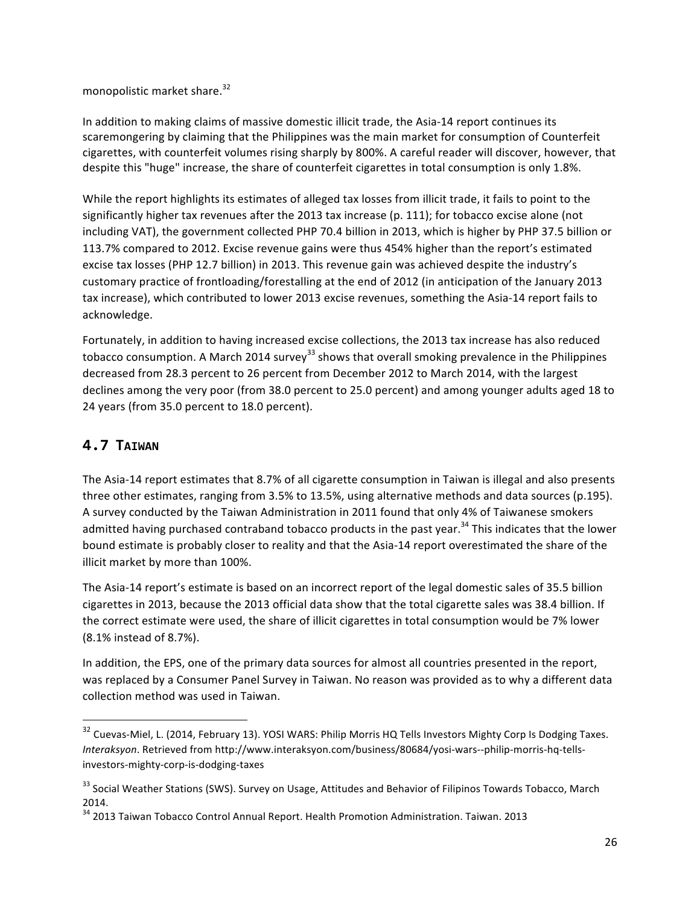monopolistic market share.[32]

In addition to making claims of massive domestic illicit trade, the Asia-14 report continues its scaremongering by claiming that the Philippines was the main market for consumption of Counterfeit cigarettes, with counterfeit volumes rising sharply by 800%. A careful reader will discover, however, that despite this "huge" increase, the share of counterfeit cigarettes in total consumption is only 1.8%.

While the report highlights its estimates of alleged tax losses from illicit trade, it fails to point to the significantly higher tax revenues after the 2013 tax increase (p. 111); for tobacco excise alone (not including VAT), the government collected PHP 70.4 billion in 2013, which is higher by PHP 37.5 billion or 113.7% compared to 2012. Excise revenue gains were thus 454% higher than the report's estimated excise tax losses (PHP 12.7 billion) in 2013. This revenue gain was achieved despite the industry's customary practice of frontloading/forestalling at the end of 2012 (in anticipation of the January 2013 tax increase), which contributed to lower 2013 excise revenues, something the Asia-14 report fails to acknowledge.

Fortunately, in addition to having increased excise collections, the 2013 tax increase has also reduced tobacco consumption. A March 2014 survey[33] shows that overall smoking prevalence in the Philippines decreased from 28.3 percent to 26 percent from December 2012 to March 2014, with the largest declines among the very poor (from 38.0 percent to 25.0 percent) and among younger adults aged 18 to 24 years (from 35.0 percent to 18.0 percent).

## 4.7 Taiwan

The Asia-14 report estimates that 8.7% of all cigarette consumption in Taiwan is illegal and also presents three other estimates, ranging from 3.5% to 13.5%, using alternative methods and data sources (p.195). A survey conducted by the Taiwan Administration in 2011 found that only 4% of Taiwanese smokers admitted having purchased contraband tobacco products in the past year.[34] This indicates that the lower bound estimate is probably closer to reality and that the Asia-14 report overestimated the share of the illicit market by more than 100%.

The Asia-14 report's estimate is based on an incorrect report of the legal domestic sales of 35.5 billion cigarettes in 2013, because the 2013 official data show that the total cigarette sales was 38.4 billion. If the correct estimate were used, the share of illicit cigarettes in total consumption would be 7% lower (8.1% instead of 8.7%).

In addition, the EPS, one of the primary data sources for almost all countries presented in the report, was replaced by a Consumer Panel Survey in Taiwan. No reason was provided as to why a different data collection method was used in Taiwan.

---

[32] Cuevas-Miel, L. (2014, February 13). YOSI WARS: Philip Morris HQ Tells Investors Mighty Corp Is Dodging Taxes. *Interaksyon*. Retrieved from http://www.interaksyon.com/business/80684/yosi-wars--philip-morris-hq-tells-investors-mighty-corp-is-dodging-taxes

[33] Social Weather Stations (SWS). Survey on Usage, Attitudes and Behavior of Filipinos Towards Tobacco, March 2014.

[34] 2013 Taiwan Tobacco Control Annual Report. Health Promotion Administration. Taiwan. 2013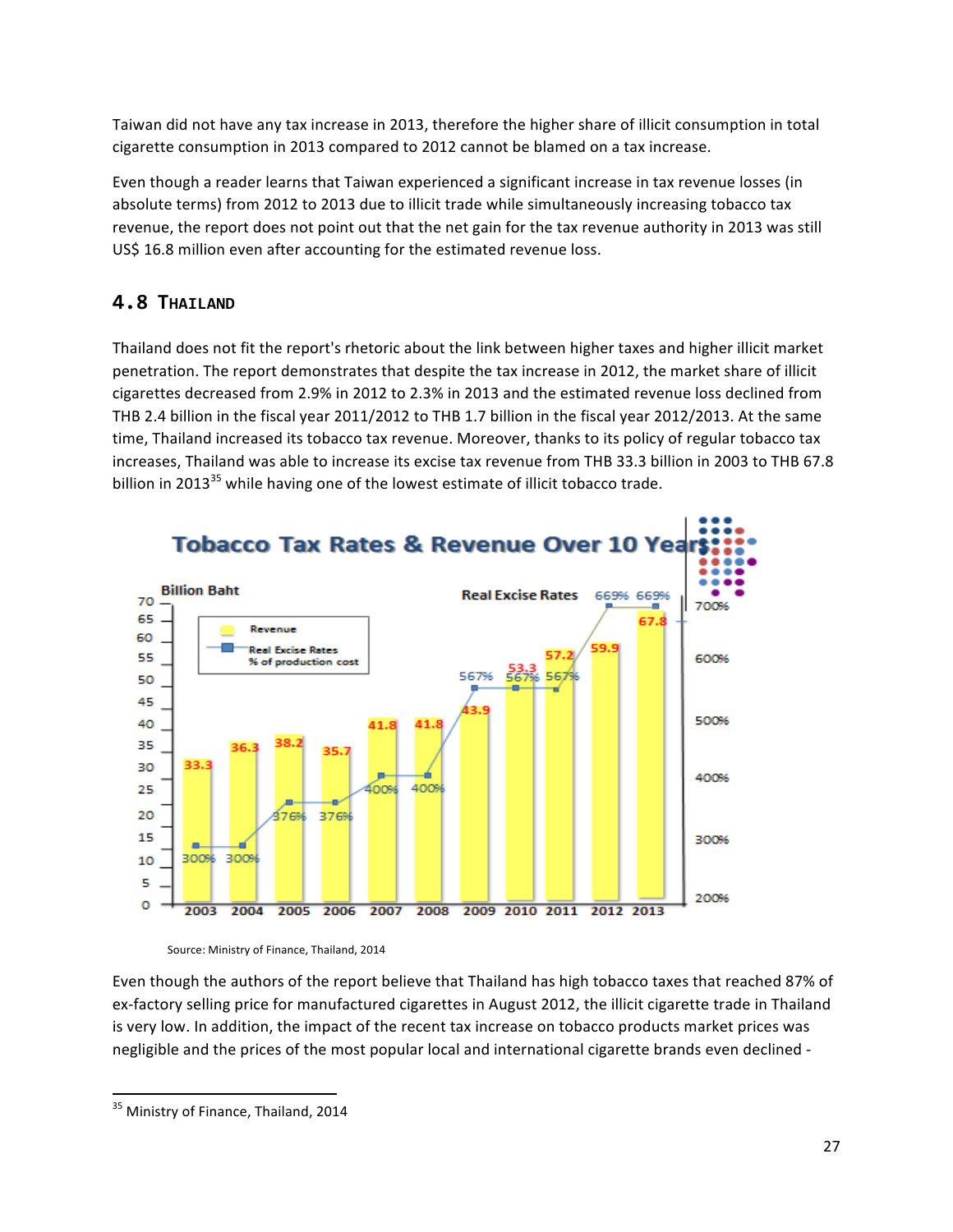Taiwan did not have any tax increase in 2013, therefore the higher share of illicit consumption in total cigarette consumption in 2013 compared to 2012 cannot be blamed on a tax increase.

Even though a reader learns that Taiwan experienced a significant increase in tax revenue losses (in absolute terms) from 2012 to 2013 due to illicit trade while simultaneously increasing tobacco tax revenue, the report does not point out that the net gain for the tax revenue authority in 2013 was still US$ 16.8 million even after accounting for the estimated revenue loss.

## 4.8 Thailand

Thailand does not fit the report's rhetoric about the link between higher taxes and higher illicit market penetration. The report demonstrates that despite the tax increase in 2012, the market share of illicit cigarettes decreased from 2.9% in 2012 to 2.3% in 2013 and the estimated revenue loss declined from THB 2.4 billion in the fiscal year 2011/2012 to THB 1.7 billion in the fiscal year 2012/2013. At the same time, Thailand increased its tobacco tax revenue. Moreover, thanks to its policy of regular tobacco tax increases, Thailand was able to increase its excise tax revenue from THB 33.3 billion in 2003 to THB 67.8 billion in 2013[35] while having one of the lowest estimate of illicit tobacco trade.

**Tobacco Tax Rates & Revenue Over 10 Years**

| Year | Revenue (Billion Baht) | Real Excise Rates (% of production cost) |
|---|---|---|
| 2003 | 33.3 | 300% |
| 2004 | 36.3 | 300% |
| 2005 | 38.2 | 376% |
| 2006 | 35.7 | 376% |
| 2007 | 41.8 | 400% |
| 2008 | 41.8 | 400% |
| 2009 | 43.9 | 567% |
| 2010 | 53.3 | 567% |
| 2011 | 57.2 | 567% |
| 2012 | 59.9 | 669% |
| 2013 | 67.8 | 669% |

Source: Ministry of Finance, Thailand, 2014

Even though the authors of the report believe that Thailand has high tobacco taxes that reached 87% of ex-factory selling price for manufactured cigarettes in August 2012, the illicit cigarette trade in Thailand is very low. In addition, the impact of the recent tax increase on tobacco products market prices was negligible and the prices of the most popular local and international cigarette brands even declined -

[35] Ministry of Finance, Thailand, 2014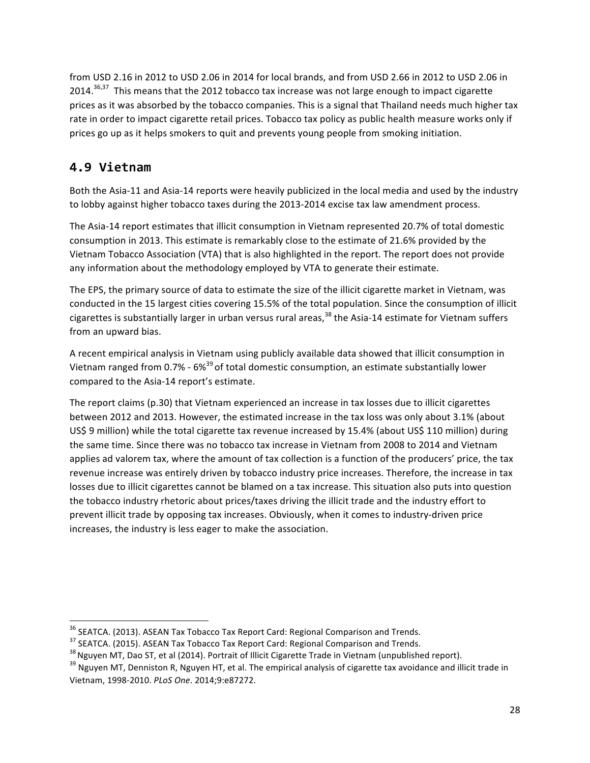from USD 2.16 in 2012 to USD 2.06 in 2014 for local brands, and from USD 2.66 in 2012 to USD 2.06 in 2014.[36,37] This means that the 2012 tobacco tax increase was not large enough to impact cigarette prices as it was absorbed by the tobacco companies. This is a signal that Thailand needs much higher tax rate in order to impact cigarette retail prices. Tobacco tax policy as public health measure works only if prices go up as it helps smokers to quit and prevents young people from smoking initiation.

## 4.9 Vietnam

Both the Asia-11 and Asia-14 reports were heavily publicized in the local media and used by the industry to lobby against higher tobacco taxes during the 2013-2014 excise tax law amendment process.

The Asia-14 report estimates that illicit consumption in Vietnam represented 20.7% of total domestic consumption in 2013. This estimate is remarkably close to the estimate of 21.6% provided by the Vietnam Tobacco Association (VTA) that is also highlighted in the report. The report does not provide any information about the methodology employed by VTA to generate their estimate.

The EPS, the primary source of data to estimate the size of the illicit cigarette market in Vietnam, was conducted in the 15 largest cities covering 15.5% of the total population. Since the consumption of illicit cigarettes is substantially larger in urban versus rural areas,[38] the Asia-14 estimate for Vietnam suffers from an upward bias.

A recent empirical analysis in Vietnam using publicly available data showed that illicit consumption in Vietnam ranged from 0.7% - 6%[39] of total domestic consumption, an estimate substantially lower compared to the Asia-14 report's estimate.

The report claims (p.30) that Vietnam experienced an increase in tax losses due to illicit cigarettes between 2012 and 2013. However, the estimated increase in the tax loss was only about 3.1% (about US$ 9 million) while the total cigarette tax revenue increased by 15.4% (about US$ 110 million) during the same time. Since there was no tobacco tax increase in Vietnam from 2008 to 2014 and Vietnam applies ad valorem tax, where the amount of tax collection is a function of the producers' price, the tax revenue increase was entirely driven by tobacco industry price increases. Therefore, the increase in tax losses due to illicit cigarettes cannot be blamed on a tax increase. This situation also puts into question the tobacco industry rhetoric about prices/taxes driving the illicit trade and the industry effort to prevent illicit trade by opposing tax increases. Obviously, when it comes to industry-driven price increases, the industry is less eager to make the association.

---

[36] SEATCA. (2013). ASEAN Tax Tobacco Tax Report Card: Regional Comparison and Trends.

[37] SEATCA. (2015). ASEAN Tax Tobacco Tax Report Card: Regional Comparison and Trends.

[38] Nguyen MT, Dao ST, et al (2014). Portrait of Illicit Cigarette Trade in Vietnam (unpublished report).

[39] Nguyen MT, Denniston R, Nguyen HT, et al. The empirical analysis of cigarette tax avoidance and illicit trade in Vietnam, 1998-2010. *PLoS One*. 2014;9:e87272.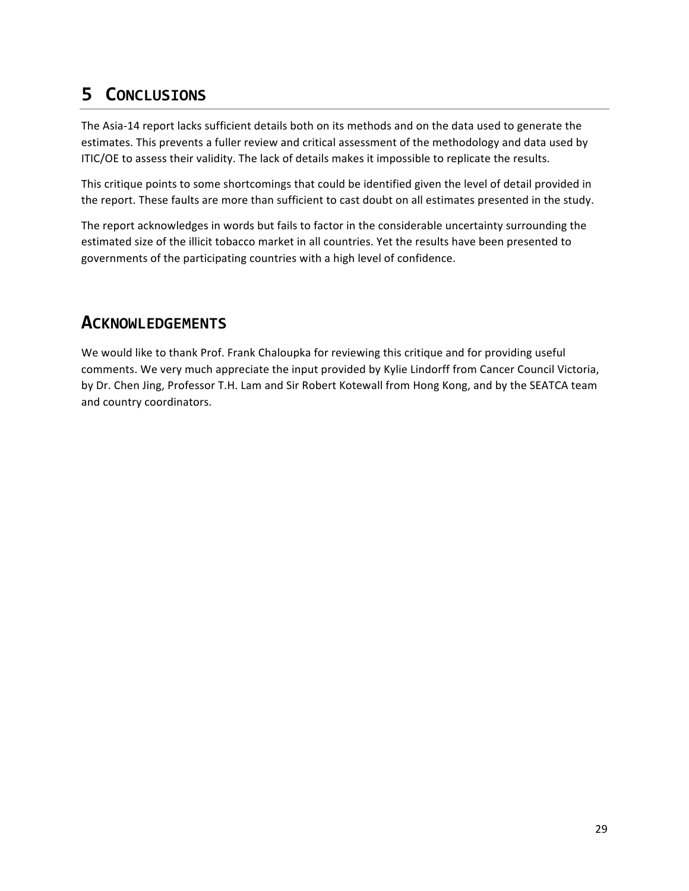# 5 Conclusions

The Asia-14 report lacks sufficient details both on its methods and on the data used to generate the estimates. This prevents a fuller review and critical assessment of the methodology and data used by ITIC/OE to assess their validity. The lack of details makes it impossible to replicate the results.

This critique points to some shortcomings that could be identified given the level of detail provided in the report. These faults are more than sufficient to cast doubt on all estimates presented in the study.

The report acknowledges in words but fails to factor in the considerable uncertainty surrounding the estimated size of the illicit tobacco market in all countries. Yet the results have been presented to governments of the participating countries with a high level of confidence.

# Acknowledgements

We would like to thank Prof. Frank Chaloupka for reviewing this critique and for providing useful comments. We very much appreciate the input provided by Kylie Lindorff from Cancer Council Victoria, by Dr. Chen Jing, Professor T.H. Lam and Sir Robert Kotewall from Hong Kong, and by the SEATCA team and country coordinators.